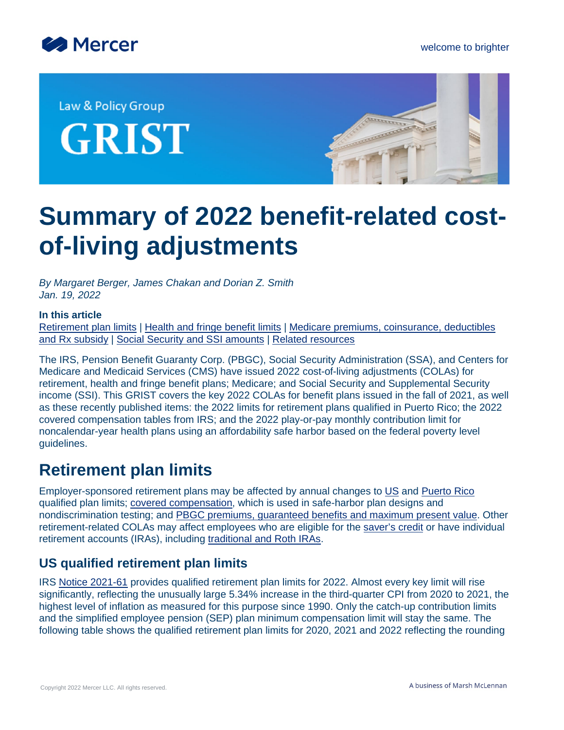Law & Policy Group

GRIST

# Summary of 2022 benefit-related cost-of-living adjustments

*By Margaret Berger, James Chakan and Dorian Z. Smith*
*Jan. 19, 2022*

**In this article**

Retirement plan limits | Health and fringe benefit limits | Medicare premiums, coinsurance, deductibles and Rx subsidy | Social Security and SSI amounts | Related resources

The IRS, Pension Benefit Guaranty Corp. (PBGC), Social Security Administration (SSA), and Centers for Medicare and Medicaid Services (CMS) have issued 2022 cost-of-living adjustments (COLAs) for retirement, health and fringe benefit plans; Medicare; and Social Security and Supplemental Security income (SSI). This GRIST covers the key 2022 COLAs for benefit plans issued in the fall of 2021, as well as these recently published items: the 2022 limits for retirement plans qualified in Puerto Rico; the 2022 covered compensation tables from IRS; and the 2022 play-or-pay monthly contribution limit for noncalendar-year health plans using an affordability safe harbor based on the federal poverty level guidelines.

## Retirement plan limits

Employer-sponsored retirement plans may be affected by annual changes to US and Puerto Rico qualified plan limits; covered compensation, which is used in safe-harbor plan designs and nondiscrimination testing; and PBGC premiums, guaranteed benefits and maximum present value. Other retirement-related COLAs may affect employees who are eligible for the saver's credit or have individual retirement accounts (IRAs), including traditional and Roth IRAs.

### US qualified retirement plan limits

IRS Notice 2021-61 provides qualified retirement plan limits for 2022. Almost every key limit will rise significantly, reflecting the unusually large 5.34% increase in the third-quarter CPI from 2020 to 2021, the highest level of inflation as measured for this purpose since 1990. Only the catch-up contribution limits and the simplified employee pension (SEP) plan minimum compensation limit will stay the same. The following table shows the qualified retirement plan limits for 2020, 2021 and 2022 reflecting the rounding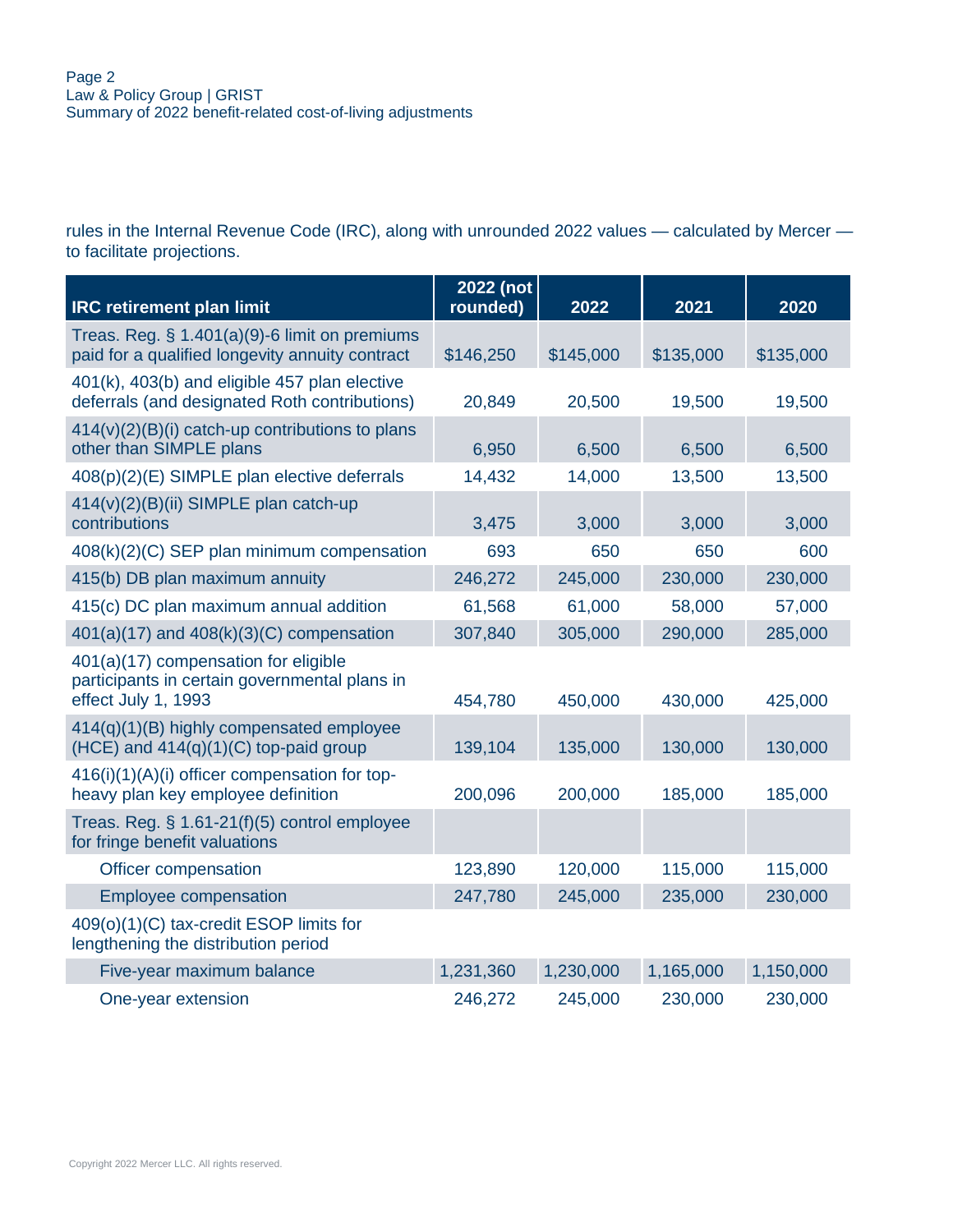rules in the Internal Revenue Code (IRC), along with unrounded 2022 values — calculated by Mercer — to facilitate projections.

| IRC retirement plan limit | 2022 (not rounded) | 2022 | 2021 | 2020 |
|---|---|---|---|---|
| Treas. Reg. § 1.401(a)(9)-6 limit on premiums paid for a qualified longevity annuity contract | $146,250 | $145,000 | $135,000 | $135,000 |
| 401(k), 403(b) and eligible 457 plan elective deferrals (and designated Roth contributions) | 20,849 | 20,500 | 19,500 | 19,500 |
| 414(v)(2)(B)(i) catch-up contributions to plans other than SIMPLE plans | 6,950 | 6,500 | 6,500 | 6,500 |
| 408(p)(2)(E) SIMPLE plan elective deferrals | 14,432 | 14,000 | 13,500 | 13,500 |
| 414(v)(2)(B)(ii) SIMPLE plan catch-up contributions | 3,475 | 3,000 | 3,000 | 3,000 |
| 408(k)(2)(C) SEP plan minimum compensation | 693 | 650 | 650 | 600 |
| 415(b) DB plan maximum annuity | 246,272 | 245,000 | 230,000 | 230,000 |
| 415(c) DC plan maximum annual addition | 61,568 | 61,000 | 58,000 | 57,000 |
| 401(a)(17) and 408(k)(3)(C) compensation | 307,840 | 305,000 | 290,000 | 285,000 |
| 401(a)(17) compensation for eligible participants in certain governmental plans in effect July 1, 1993 | 454,780 | 450,000 | 430,000 | 425,000 |
| 414(q)(1)(B) highly compensated employee (HCE) and 414(q)(1)(C) top-paid group | 139,104 | 135,000 | 130,000 | 130,000 |
| 416(i)(1)(A)(i) officer compensation for top-heavy plan key employee definition | 200,096 | 200,000 | 185,000 | 185,000 |
| Treas. Reg. § 1.61-21(f)(5) control employee for fringe benefit valuations | | | | |
| Officer compensation | 123,890 | 120,000 | 115,000 | 115,000 |
| Employee compensation | 247,780 | 245,000 | 235,000 | 230,000 |
| 409(o)(1)(C) tax-credit ESOP limits for lengthening the distribution period | | | | |
| Five-year maximum balance | 1,231,360 | 1,230,000 | 1,165,000 | 1,150,000 |
| One-year extension | 246,272 | 245,000 | 230,000 | 230,000 |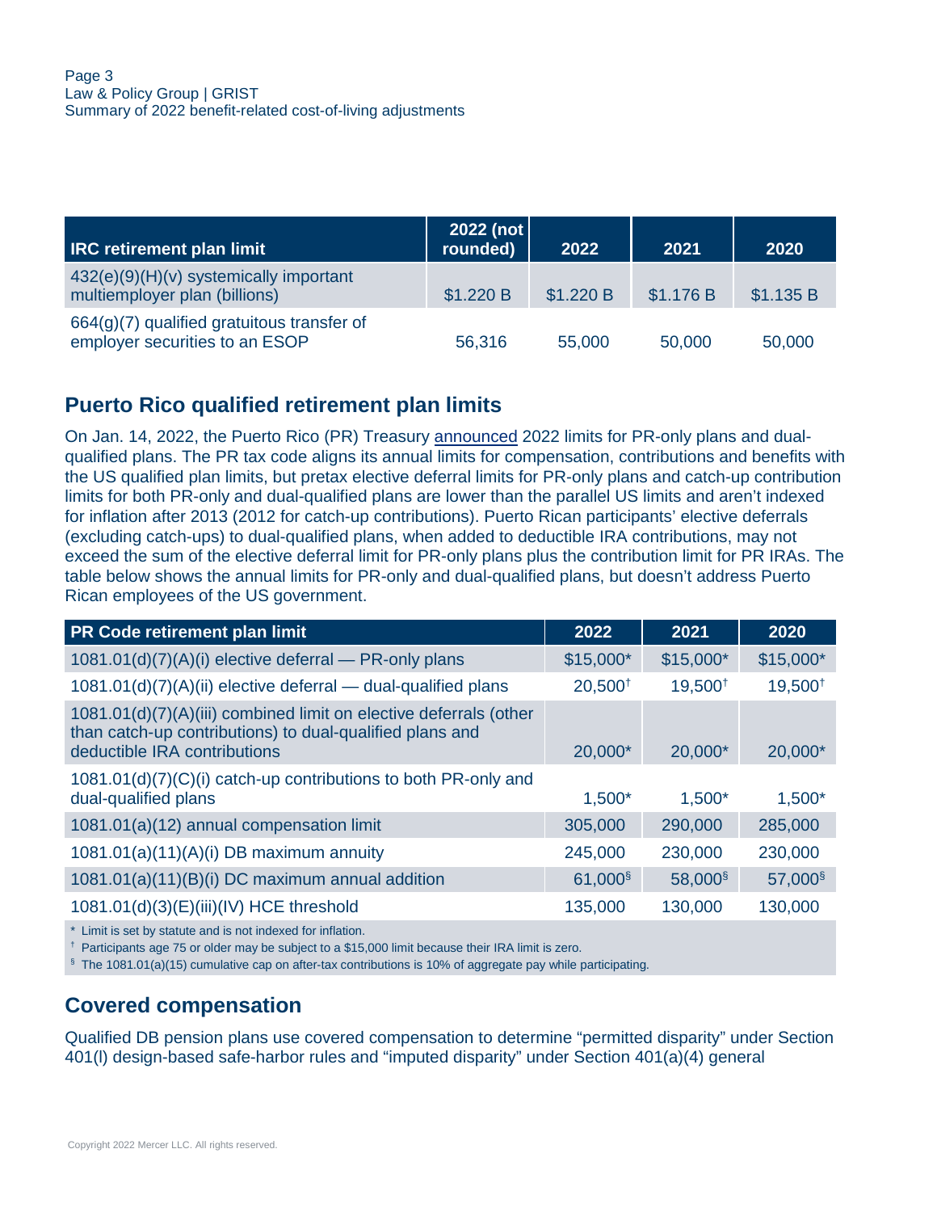| IRC retirement plan limit | 2022 (not rounded) | 2022 | 2021 | 2020 |
|---|---|---|---|---|
| 432(e)(9)(H)(v) systemically important multiemployer plan (billions) | $1.220 B | $1.220 B | $1.176 B | $1.135 B |
| 664(g)(7) qualified gratuitous transfer of employer securities to an ESOP | 56,316 | 55,000 | 50,000 | 50,000 |

## Puerto Rico qualified retirement plan limits

On Jan. 14, 2022, the Puerto Rico (PR) Treasury announced 2022 limits for PR-only plans and dual-qualified plans. The PR tax code aligns its annual limits for compensation, contributions and benefits with the US qualified plan limits, but pretax elective deferral limits for PR-only plans and catch-up contribution limits for both PR-only and dual-qualified plans are lower than the parallel US limits and aren't indexed for inflation after 2013 (2012 for catch-up contributions). Puerto Rican participants' elective deferrals (excluding catch-ups) to dual-qualified plans, when added to deductible IRA contributions, may not exceed the sum of the elective deferral limit for PR-only plans plus the contribution limit for PR IRAs. The table below shows the annual limits for PR-only and dual-qualified plans, but doesn't address Puerto Rican employees of the US government.

| PR Code retirement plan limit | 2022 | 2021 | 2020 |
|---|---|---|---|
| 1081.01(d)(7)(A)(i) elective deferral — PR-only plans | $15,000* | $15,000* | $15,000* |
| 1081.01(d)(7)(A)(ii) elective deferral — dual-qualified plans | 20,500† | 19,500† | 19,500† |
| 1081.01(d)(7)(A)(iii) combined limit on elective deferrals (other than catch-up contributions) to dual-qualified plans and deductible IRA contributions | 20,000* | 20,000* | 20,000* |
| 1081.01(d)(7)(C)(i) catch-up contributions to both PR-only and dual-qualified plans | 1,500* | 1,500* | 1,500* |
| 1081.01(a)(12) annual compensation limit | 305,000 | 290,000 | 285,000 |
| 1081.01(a)(11)(A)(i) DB maximum annuity | 245,000 | 230,000 | 230,000 |
| 1081.01(a)(11)(B)(i) DC maximum annual addition | 61,000§ | 58,000§ | 57,000§ |
| 1081.01(d)(3)(E)(iii)(IV) HCE threshold | 135,000 | 130,000 | 130,000 |

\* Limit is set by statute and is not indexed for inflation.
† Participants age 75 or older may be subject to a $15,000 limit because their IRA limit is zero.
§ The 1081.01(a)(15) cumulative cap on after-tax contributions is 10% of aggregate pay while participating.

## Covered compensation

Qualified DB pension plans use covered compensation to determine "permitted disparity" under Section 401(l) design-based safe-harbor rules and "imputed disparity" under Section 401(a)(4) general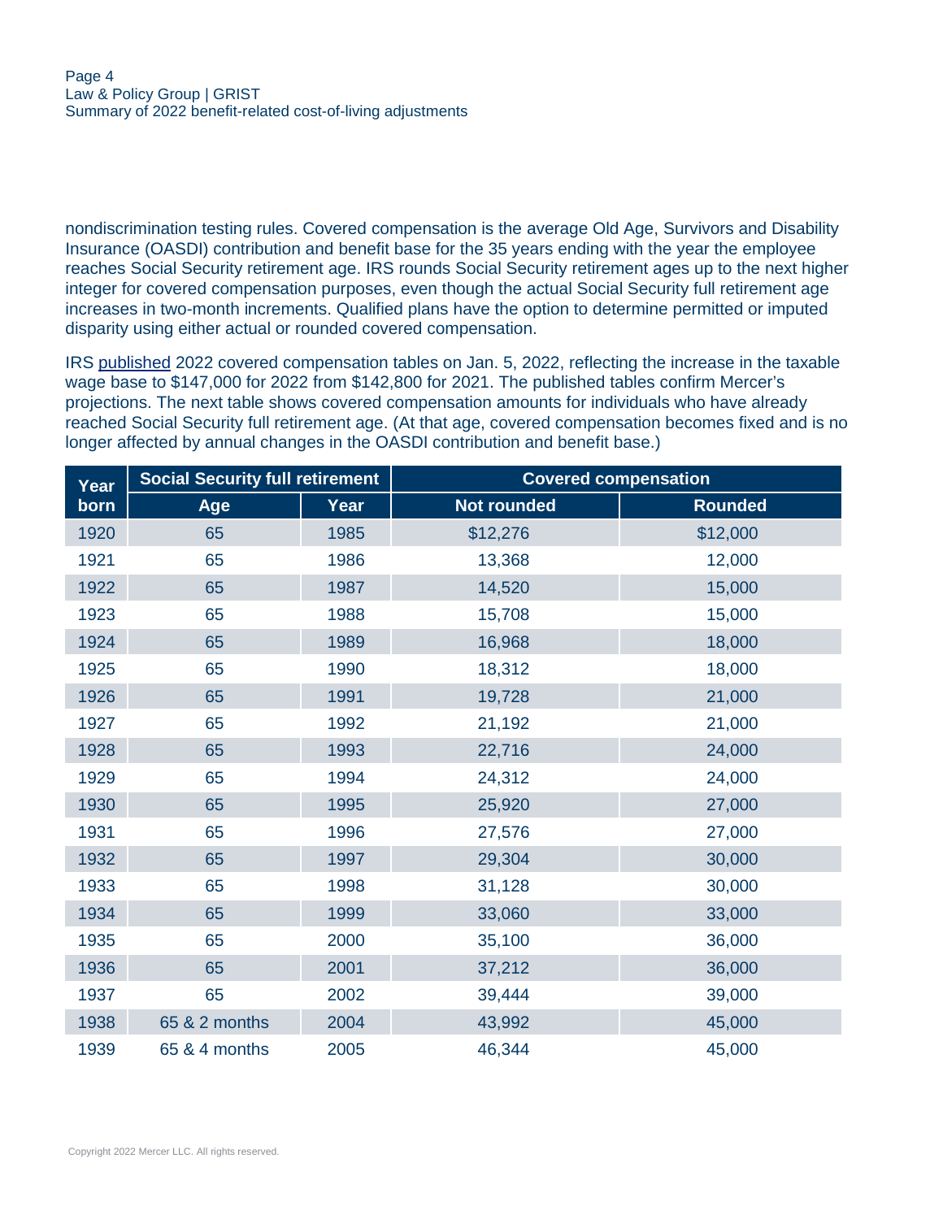nondiscrimination testing rules. Covered compensation is the average Old Age, Survivors and Disability Insurance (OASDI) contribution and benefit base for the 35 years ending with the year the employee reaches Social Security retirement age. IRS rounds Social Security retirement ages up to the next higher integer for covered compensation purposes, even though the actual Social Security full retirement age increases in two-month increments. Qualified plans have the option to determine permitted or imputed disparity using either actual or rounded covered compensation.

IRS published 2022 covered compensation tables on Jan. 5, 2022, reflecting the increase in the taxable wage base to $147,000 for 2022 from $142,800 for 2021. The published tables confirm Mercer's projections. The next table shows covered compensation amounts for individuals who have already reached Social Security full retirement age. (At that age, covered compensation becomes fixed and is no longer affected by annual changes in the OASDI contribution and benefit base.)

| Year born | Social Security full retirement | | Covered compensation | |
|---|---|---|---|---|
| | Age | Year | Not rounded | Rounded |
| 1920 | 65 | 1985 | $12,276 | $12,000 |
| 1921 | 65 | 1986 | 13,368 | 12,000 |
| 1922 | 65 | 1987 | 14,520 | 15,000 |
| 1923 | 65 | 1988 | 15,708 | 15,000 |
| 1924 | 65 | 1989 | 16,968 | 18,000 |
| 1925 | 65 | 1990 | 18,312 | 18,000 |
| 1926 | 65 | 1991 | 19,728 | 21,000 |
| 1927 | 65 | 1992 | 21,192 | 21,000 |
| 1928 | 65 | 1993 | 22,716 | 24,000 |
| 1929 | 65 | 1994 | 24,312 | 24,000 |
| 1930 | 65 | 1995 | 25,920 | 27,000 |
| 1931 | 65 | 1996 | 27,576 | 27,000 |
| 1932 | 65 | 1997 | 29,304 | 30,000 |
| 1933 | 65 | 1998 | 31,128 | 30,000 |
| 1934 | 65 | 1999 | 33,060 | 33,000 |
| 1935 | 65 | 2000 | 35,100 | 36,000 |
| 1936 | 65 | 2001 | 37,212 | 36,000 |
| 1937 | 65 | 2002 | 39,444 | 39,000 |
| 1938 | 65 & 2 months | 2004 | 43,992 | 45,000 |
| 1939 | 65 & 4 months | 2005 | 46,344 | 45,000 |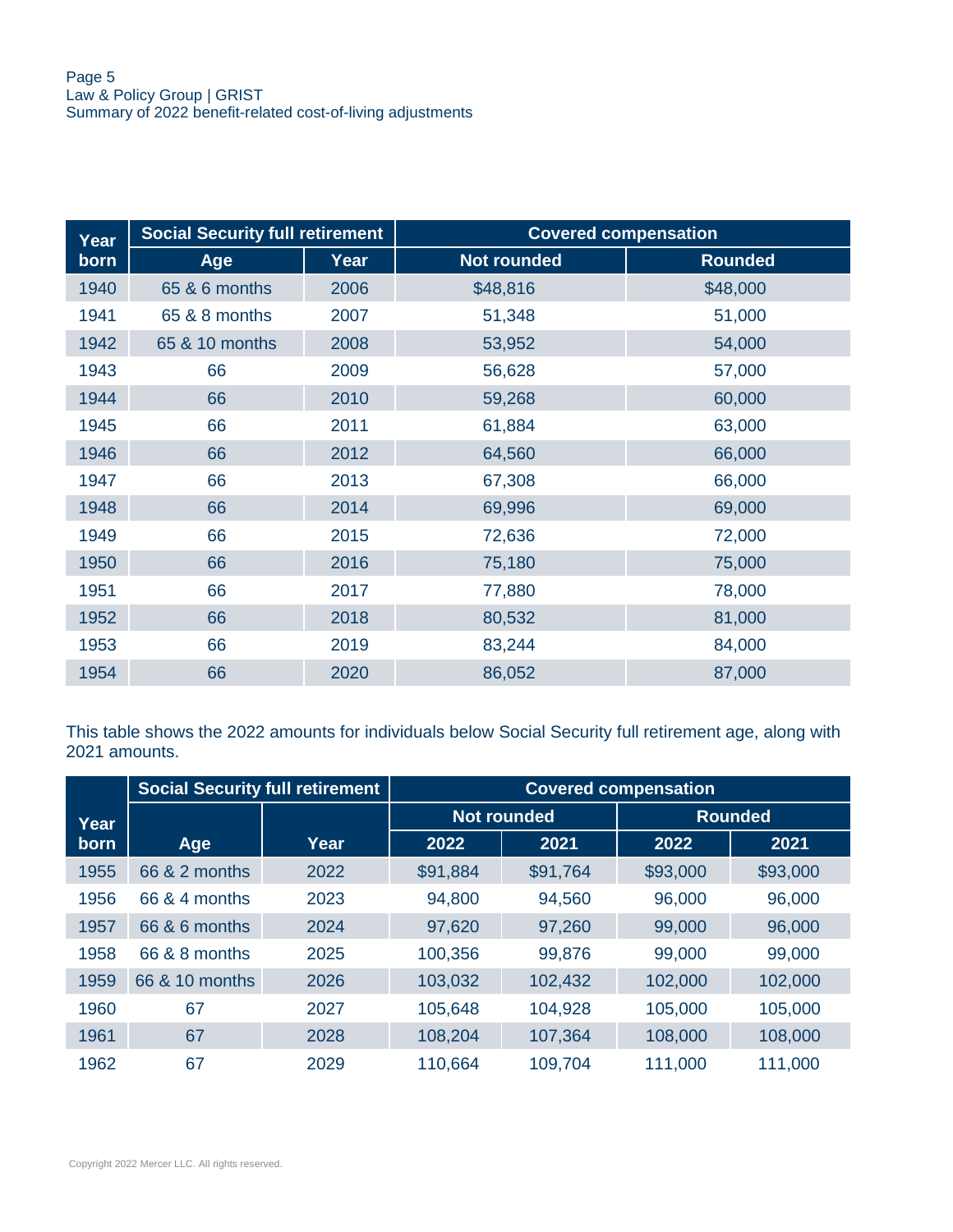| Year born | Social Security full retirement | | Covered compensation | |
|---|---|---|---|---|
| | Age | Year | Not rounded | Rounded |
| 1940 | 65 & 6 months | 2006 | $48,816 | $48,000 |
| 1941 | 65 & 8 months | 2007 | 51,348 | 51,000 |
| 1942 | 65 & 10 months | 2008 | 53,952 | 54,000 |
| 1943 | 66 | 2009 | 56,628 | 57,000 |
| 1944 | 66 | 2010 | 59,268 | 60,000 |
| 1945 | 66 | 2011 | 61,884 | 63,000 |
| 1946 | 66 | 2012 | 64,560 | 66,000 |
| 1947 | 66 | 2013 | 67,308 | 66,000 |
| 1948 | 66 | 2014 | 69,996 | 69,000 |
| 1949 | 66 | 2015 | 72,636 | 72,000 |
| 1950 | 66 | 2016 | 75,180 | 75,000 |
| 1951 | 66 | 2017 | 77,880 | 78,000 |
| 1952 | 66 | 2018 | 80,532 | 81,000 |
| 1953 | 66 | 2019 | 83,244 | 84,000 |
| 1954 | 66 | 2020 | 86,052 | 87,000 |

This table shows the 2022 amounts for individuals below Social Security full retirement age, along with 2021 amounts.

| Year born | Social Security full retirement | | Covered compensation | | | |
|---|---|---|---|---|---|---|
| | | | Not rounded | | Rounded | |
| | Age | Year | 2022 | 2021 | 2022 | 2021 |
| 1955 | 66 & 2 months | 2022 | $91,884 | $91,764 | $93,000 | $93,000 |
| 1956 | 66 & 4 months | 2023 | 94,800 | 94,560 | 96,000 | 96,000 |
| 1957 | 66 & 6 months | 2024 | 97,620 | 97,260 | 99,000 | 96,000 |
| 1958 | 66 & 8 months | 2025 | 100,356 | 99,876 | 99,000 | 99,000 |
| 1959 | 66 & 10 months | 2026 | 103,032 | 102,432 | 102,000 | 102,000 |
| 1960 | 67 | 2027 | 105,648 | 104,928 | 105,000 | 105,000 |
| 1961 | 67 | 2028 | 108,204 | 107,364 | 108,000 | 108,000 |
| 1962 | 67 | 2029 | 110,664 | 109,704 | 111,000 | 111,000 |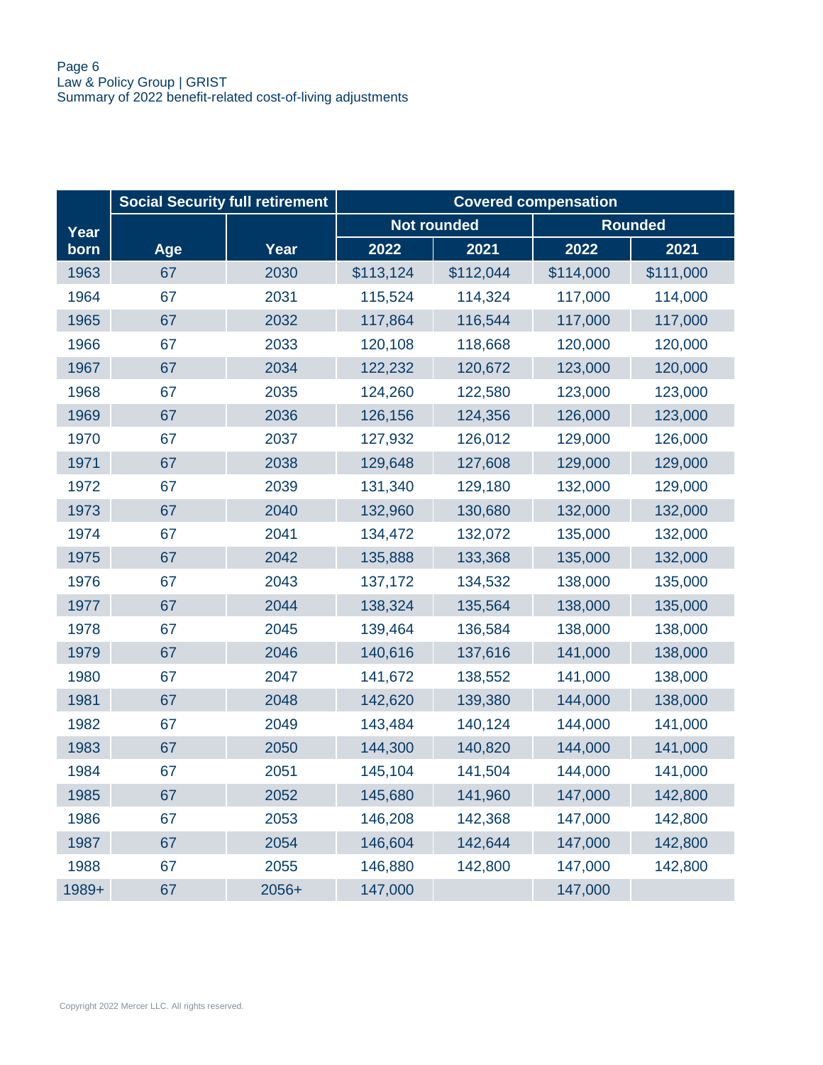| Year born | Social Security full retirement | | Covered compensation | | | |
|---|---|---|---|---|---|---|
| | | | Not rounded | | Rounded | |
| | Age | Year | 2022 | 2021 | 2022 | 2021 |
| 1963 | 67 | 2030 | $113,124 | $112,044 | $114,000 | $111,000 |
| 1964 | 67 | 2031 | 115,524 | 114,324 | 117,000 | 114,000 |
| 1965 | 67 | 2032 | 117,864 | 116,544 | 117,000 | 117,000 |
| 1966 | 67 | 2033 | 120,108 | 118,668 | 120,000 | 120,000 |
| 1967 | 67 | 2034 | 122,232 | 120,672 | 123,000 | 120,000 |
| 1968 | 67 | 2035 | 124,260 | 122,580 | 123,000 | 123,000 |
| 1969 | 67 | 2036 | 126,156 | 124,356 | 126,000 | 123,000 |
| 1970 | 67 | 2037 | 127,932 | 126,012 | 129,000 | 126,000 |
| 1971 | 67 | 2038 | 129,648 | 127,608 | 129,000 | 129,000 |
| 1972 | 67 | 2039 | 131,340 | 129,180 | 132,000 | 129,000 |
| 1973 | 67 | 2040 | 132,960 | 130,680 | 132,000 | 132,000 |
| 1974 | 67 | 2041 | 134,472 | 132,072 | 135,000 | 132,000 |
| 1975 | 67 | 2042 | 135,888 | 133,368 | 135,000 | 132,000 |
| 1976 | 67 | 2043 | 137,172 | 134,532 | 138,000 | 135,000 |
| 1977 | 67 | 2044 | 138,324 | 135,564 | 138,000 | 135,000 |
| 1978 | 67 | 2045 | 139,464 | 136,584 | 138,000 | 138,000 |
| 1979 | 67 | 2046 | 140,616 | 137,616 | 141,000 | 138,000 |
| 1980 | 67 | 2047 | 141,672 | 138,552 | 141,000 | 138,000 |
| 1981 | 67 | 2048 | 142,620 | 139,380 | 144,000 | 138,000 |
| 1982 | 67 | 2049 | 143,484 | 140,124 | 144,000 | 141,000 |
| 1983 | 67 | 2050 | 144,300 | 140,820 | 144,000 | 141,000 |
| 1984 | 67 | 2051 | 145,104 | 141,504 | 144,000 | 141,000 |
| 1985 | 67 | 2052 | 145,680 | 141,960 | 147,000 | 142,800 |
| 1986 | 67 | 2053 | 146,208 | 142,368 | 147,000 | 142,800 |
| 1987 | 67 | 2054 | 146,604 | 142,644 | 147,000 | 142,800 |
| 1988 | 67 | 2055 | 146,880 | 142,800 | 147,000 | 142,800 |
| 1989+ | 67 | 2056+ | 147,000 | | 147,000 | |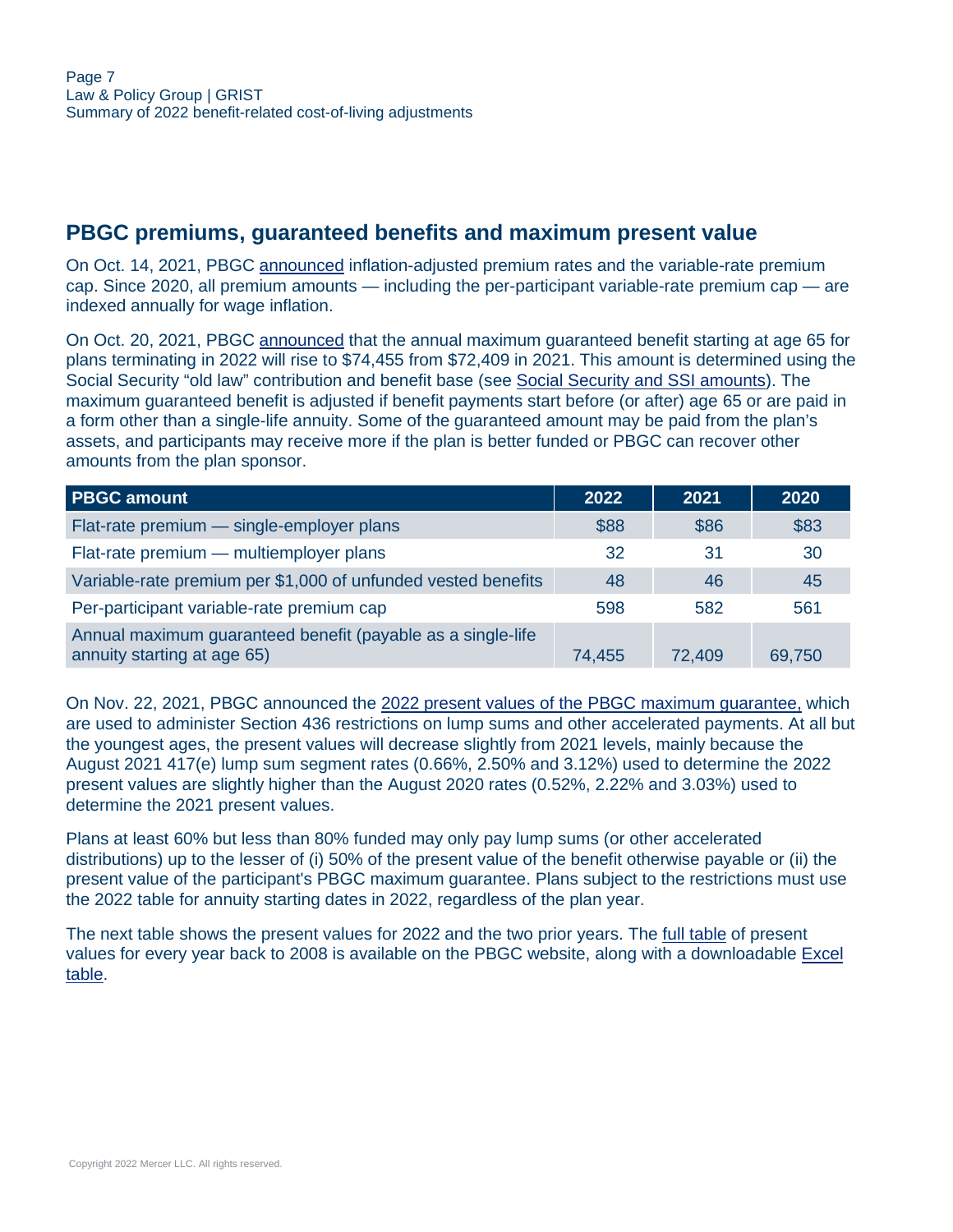## PBGC premiums, guaranteed benefits and maximum present value

On Oct. 14, 2021, PBGC announced inflation-adjusted premium rates and the variable-rate premium cap. Since 2020, all premium amounts — including the per-participant variable-rate premium cap — are indexed annually for wage inflation.

On Oct. 20, 2021, PBGC announced that the annual maximum guaranteed benefit starting at age 65 for plans terminating in 2022 will rise to $74,455 from $72,409 in 2021. This amount is determined using the Social Security "old law" contribution and benefit base (see Social Security and SSI amounts). The maximum guaranteed benefit is adjusted if benefit payments start before (or after) age 65 or are paid in a form other than a single-life annuity. Some of the guaranteed amount may be paid from the plan's assets, and participants may receive more if the plan is better funded or PBGC can recover other amounts from the plan sponsor.

| PBGC amount | 2022 | 2021 | 2020 |
|---|---|---|---|
| Flat-rate premium — single-employer plans | $88 | $86 | $83 |
| Flat-rate premium — multiemployer plans | 32 | 31 | 30 |
| Variable-rate premium per $1,000 of unfunded vested benefits | 48 | 46 | 45 |
| Per-participant variable-rate premium cap | 598 | 582 | 561 |
| Annual maximum guaranteed benefit (payable as a single-life annuity starting at age 65) | 74,455 | 72,409 | 69,750 |

On Nov. 22, 2021, PBGC announced the 2022 present values of the PBGC maximum guarantee, which are used to administer Section 436 restrictions on lump sums and other accelerated payments. At all but the youngest ages, the present values will decrease slightly from 2021 levels, mainly because the August 2021 417(e) lump sum segment rates (0.66%, 2.50% and 3.12%) used to determine the 2022 present values are slightly higher than the August 2020 rates (0.52%, 2.22% and 3.03%) used to determine the 2021 present values.

Plans at least 60% but less than 80% funded may only pay lump sums (or other accelerated distributions) up to the lesser of (i) 50% of the present value of the benefit otherwise payable or (ii) the present value of the participant's PBGC maximum guarantee. Plans subject to the restrictions must use the 2022 table for annuity starting dates in 2022, regardless of the plan year.

The next table shows the present values for 2022 and the two prior years. The full table of present values for every year back to 2008 is available on the PBGC website, along with a downloadable Excel table.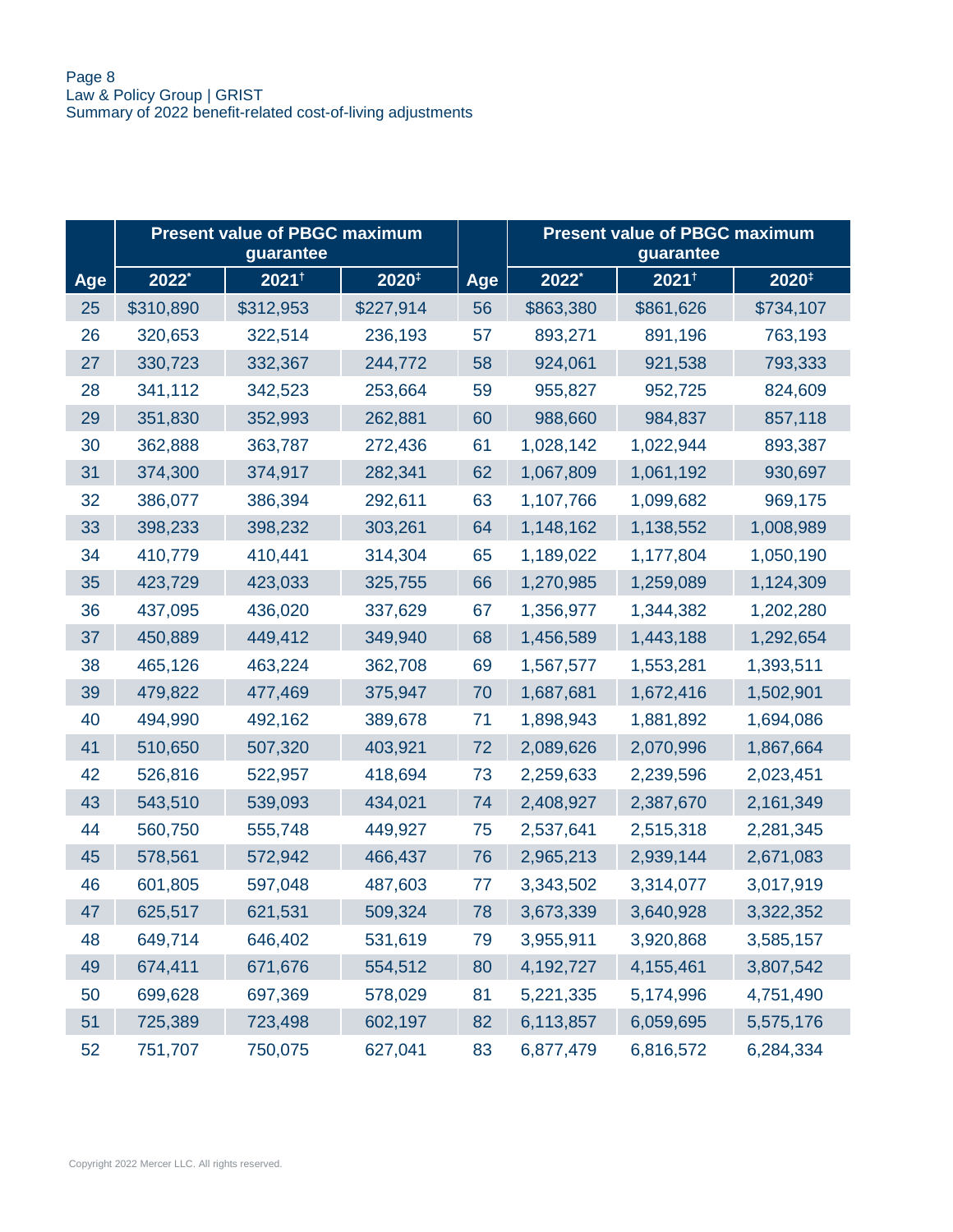| Age | Present value of PBGC maximum guarantee | | | Age | Present value of PBGC maximum guarantee | | |
|---|---|---|---|---|---|---|---|
| | 2022* | 2021† | 2020‡ | | 2022* | 2021† | 2020‡ |
| 25 | $310,890 | $312,953 | $227,914 | 56 | $863,380 | $861,626 | $734,107 |
| 26 | 320,653 | 322,514 | 236,193 | 57 | 893,271 | 891,196 | 763,193 |
| 27 | 330,723 | 332,367 | 244,772 | 58 | 924,061 | 921,538 | 793,333 |
| 28 | 341,112 | 342,523 | 253,664 | 59 | 955,827 | 952,725 | 824,609 |
| 29 | 351,830 | 352,993 | 262,881 | 60 | 988,660 | 984,837 | 857,118 |
| 30 | 362,888 | 363,787 | 272,436 | 61 | 1,028,142 | 1,022,944 | 893,387 |
| 31 | 374,300 | 374,917 | 282,341 | 62 | 1,067,809 | 1,061,192 | 930,697 |
| 32 | 386,077 | 386,394 | 292,611 | 63 | 1,107,766 | 1,099,682 | 969,175 |
| 33 | 398,233 | 398,232 | 303,261 | 64 | 1,148,162 | 1,138,552 | 1,008,989 |
| 34 | 410,779 | 410,441 | 314,304 | 65 | 1,189,022 | 1,177,804 | 1,050,190 |
| 35 | 423,729 | 423,033 | 325,755 | 66 | 1,270,985 | 1,259,089 | 1,124,309 |
| 36 | 437,095 | 436,020 | 337,629 | 67 | 1,356,977 | 1,344,382 | 1,202,280 |
| 37 | 450,889 | 449,412 | 349,940 | 68 | 1,456,589 | 1,443,188 | 1,292,654 |
| 38 | 465,126 | 463,224 | 362,708 | 69 | 1,567,577 | 1,553,281 | 1,393,511 |
| 39 | 479,822 | 477,469 | 375,947 | 70 | 1,687,681 | 1,672,416 | 1,502,901 |
| 40 | 494,990 | 492,162 | 389,678 | 71 | 1,898,943 | 1,881,892 | 1,694,086 |
| 41 | 510,650 | 507,320 | 403,921 | 72 | 2,089,626 | 2,070,996 | 1,867,664 |
| 42 | 526,816 | 522,957 | 418,694 | 73 | 2,259,633 | 2,239,596 | 2,023,451 |
| 43 | 543,510 | 539,093 | 434,021 | 74 | 2,408,927 | 2,387,670 | 2,161,349 |
| 44 | 560,750 | 555,748 | 449,927 | 75 | 2,537,641 | 2,515,318 | 2,281,345 |
| 45 | 578,561 | 572,942 | 466,437 | 76 | 2,965,213 | 2,939,144 | 2,671,083 |
| 46 | 601,805 | 597,048 | 487,603 | 77 | 3,343,502 | 3,314,077 | 3,017,919 |
| 47 | 625,517 | 621,531 | 509,324 | 78 | 3,673,339 | 3,640,928 | 3,322,352 |
| 48 | 649,714 | 646,402 | 531,619 | 79 | 3,955,911 | 3,920,868 | 3,585,157 |
| 49 | 674,411 | 671,676 | 554,512 | 80 | 4,192,727 | 4,155,461 | 3,807,542 |
| 50 | 699,628 | 697,369 | 578,029 | 81 | 5,221,335 | 5,174,996 | 4,751,490 |
| 51 | 725,389 | 723,498 | 602,197 | 82 | 6,113,857 | 6,059,695 | 5,575,176 |
| 52 | 751,707 | 750,075 | 627,041 | 83 | 6,877,479 | 6,816,572 | 6,284,334 |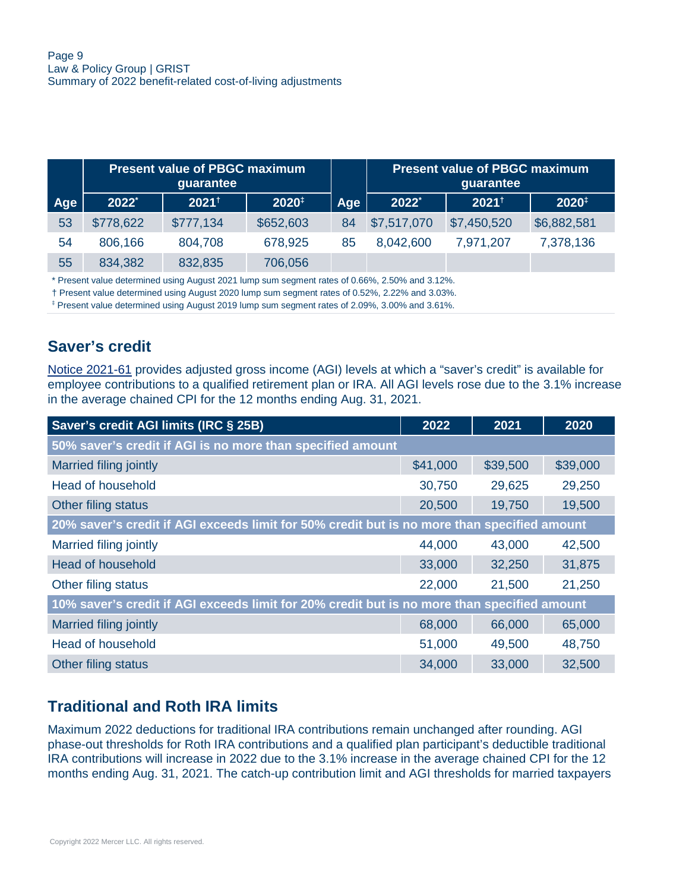| Age | Present value of PBGC maximum guarantee | | | Age | Present value of PBGC maximum guarantee | | |
|---|---|---|---|---|---|---|---|
| | 2022* | 2021† | 2020‡ | | 2022* | 2021† | 2020‡ |
| 53 | $778,622 | $777,134 | $652,603 | 84 | $7,517,070 | $7,450,520 | $6,882,581 |
| 54 | 806,166 | 804,708 | 678,925 | 85 | 8,042,600 | 7,971,207 | 7,378,136 |
| 55 | 834,382 | 832,835 | 706,056 | | | | |

\* Present value determined using August 2021 lump sum segment rates of 0.66%, 2.50% and 3.12%.

† Present value determined using August 2020 lump sum segment rates of 0.52%, 2.22% and 3.03%.

‡ Present value determined using August 2019 lump sum segment rates of 2.09%, 3.00% and 3.61%.

## Saver's credit

Notice 2021-61 provides adjusted gross income (AGI) levels at which a "saver's credit" is available for employee contributions to a qualified retirement plan or IRA. All AGI levels rose due to the 3.1% increase in the average chained CPI for the 12 months ending Aug. 31, 2021.

| Saver's credit AGI limits (IRC § 25B) | 2022 | 2021 | 2020 |
|---|---|---|---|
| **50% saver's credit if AGI is no more than specified amount** | | | |
| Married filing jointly | $41,000 | $39,500 | $39,000 |
| Head of household | 30,750 | 29,625 | 29,250 |
| Other filing status | 20,500 | 19,750 | 19,500 |
| **20% saver's credit if AGI exceeds limit for 50% credit but is no more than specified amount** | | | |
| Married filing jointly | 44,000 | 43,000 | 42,500 |
| Head of household | 33,000 | 32,250 | 31,875 |
| Other filing status | 22,000 | 21,500 | 21,250 |
| **10% saver's credit if AGI exceeds limit for 20% credit but is no more than specified amount** | | | |
| Married filing jointly | 68,000 | 66,000 | 65,000 |
| Head of household | 51,000 | 49,500 | 48,750 |
| Other filing status | 34,000 | 33,000 | 32,500 |

## Traditional and Roth IRA limits

Maximum 2022 deductions for traditional IRA contributions remain unchanged after rounding. AGI phase-out thresholds for Roth IRA contributions and a qualified plan participant's deductible traditional IRA contributions will increase in 2022 due to the 3.1% increase in the average chained CPI for the 12 months ending Aug. 31, 2021. The catch-up contribution limit and AGI thresholds for married taxpayers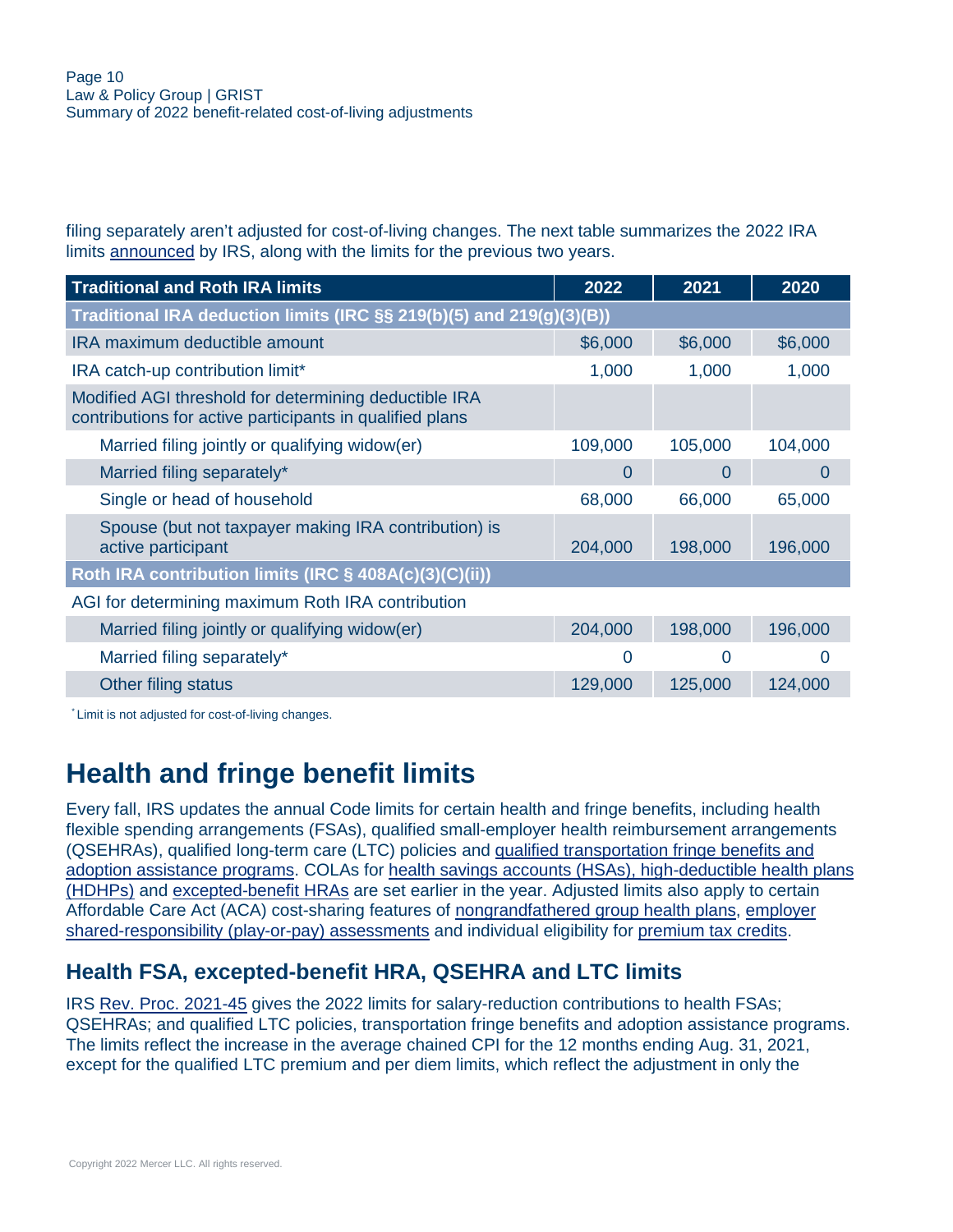filing separately aren't adjusted for cost-of-living changes. The next table summarizes the 2022 IRA limits announced by IRS, along with the limits for the previous two years.

| Traditional and Roth IRA limits | 2022 | 2021 | 2020 |
|---|---|---|---|
| **Traditional IRA deduction limits (IRC §§ 219(b)(5) and 219(g)(3)(B))** | | | |
| IRA maximum deductible amount | $6,000 | $6,000 | $6,000 |
| IRA catch-up contribution limit* | 1,000 | 1,000 | 1,000 |
| Modified AGI threshold for determining deductible IRA contributions for active participants in qualified plans | | | |
| Married filing jointly or qualifying widow(er) | 109,000 | 105,000 | 104,000 |
| Married filing separately* | 0 | 0 | 0 |
| Single or head of household | 68,000 | 66,000 | 65,000 |
| Spouse (but not taxpayer making IRA contribution) is active participant | 204,000 | 198,000 | 196,000 |
| **Roth IRA contribution limits (IRC § 408A(c)(3)(C)(ii))** | | | |
| AGI for determining maximum Roth IRA contribution | | | |
| Married filing jointly or qualifying widow(er) | 204,000 | 198,000 | 196,000 |
| Married filing separately* | 0 | 0 | 0 |
| Other filing status | 129,000 | 125,000 | 124,000 |

\* Limit is not adjusted for cost-of-living changes.

# Health and fringe benefit limits

Every fall, IRS updates the annual Code limits for certain health and fringe benefits, including health flexible spending arrangements (FSAs), qualified small-employer health reimbursement arrangements (QSEHRAs), qualified long-term care (LTC) policies and qualified transportation fringe benefits and adoption assistance programs. COLAs for health savings accounts (HSAs), high-deductible health plans (HDHPs) and excepted-benefit HRAs are set earlier in the year. Adjusted limits also apply to certain Affordable Care Act (ACA) cost-sharing features of nongrandfathered group health plans, employer shared-responsibility (play-or-pay) assessments and individual eligibility for premium tax credits.

## Health FSA, excepted-benefit HRA, QSEHRA and LTC limits

IRS Rev. Proc. 2021-45 gives the 2022 limits for salary-reduction contributions to health FSAs; QSEHRAs; and qualified LTC policies, transportation fringe benefits and adoption assistance programs. The limits reflect the increase in the average chained CPI for the 12 months ending Aug. 31, 2021, except for the qualified LTC premium and per diem limits, which reflect the adjustment in only the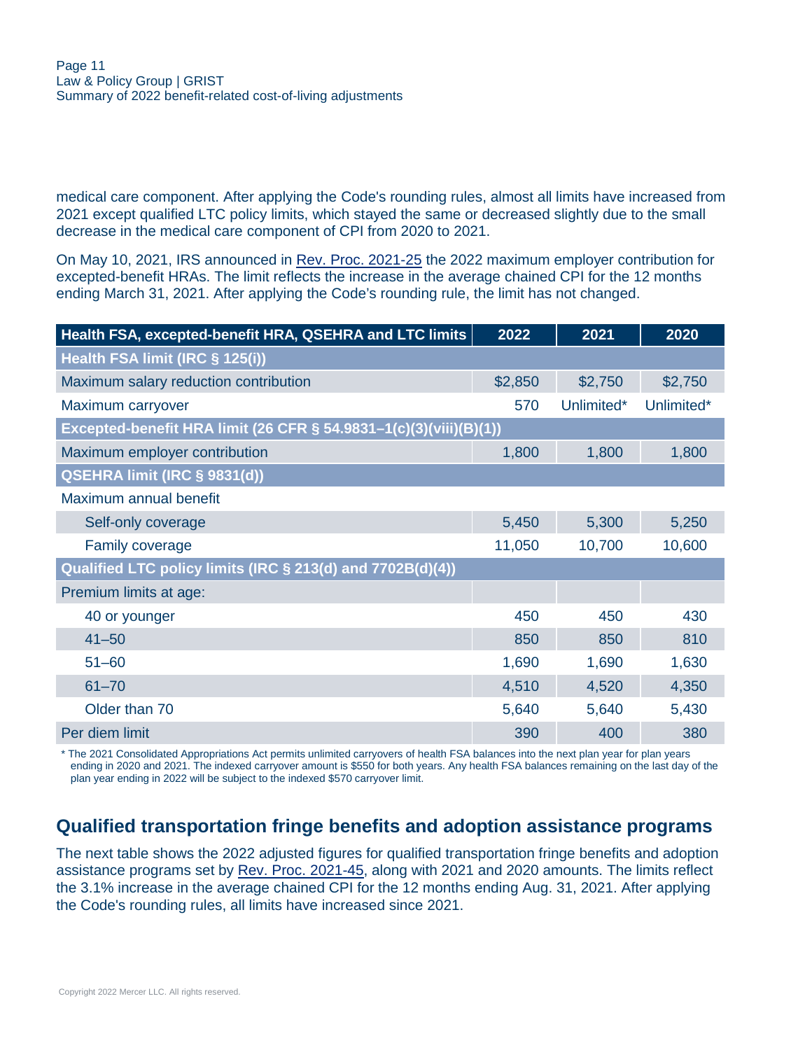medical care component. After applying the Code's rounding rules, almost all limits have increased from 2021 except qualified LTC policy limits, which stayed the same or decreased slightly due to the small decrease in the medical care component of CPI from 2020 to 2021.

On May 10, 2021, IRS announced in Rev. Proc. 2021-25 the 2022 maximum employer contribution for excepted-benefit HRAs. The limit reflects the increase in the average chained CPI for the 12 months ending March 31, 2021. After applying the Code's rounding rule, the limit has not changed.

| Health FSA, excepted-benefit HRA, QSEHRA and LTC limits | 2022 | 2021 | 2020 |
|---|---|---|---|
| **Health FSA limit (IRC § 125(i))** | | | |
| Maximum salary reduction contribution | $2,850 | $2,750 | $2,750 |
| Maximum carryover | 570 | Unlimited* | Unlimited* |
| **Excepted-benefit HRA limit (26 CFR § 54.9831–1(c)(3)(viii)(B)(1))** | | | |
| Maximum employer contribution | 1,800 | 1,800 | 1,800 |
| **QSEHRA limit (IRC § 9831(d))** | | | |
| Maximum annual benefit | | | |
| Self-only coverage | 5,450 | 5,300 | 5,250 |
| Family coverage | 11,050 | 10,700 | 10,600 |
| **Qualified LTC policy limits (IRC § 213(d) and 7702B(d)(4))** | | | |
| Premium limits at age: | | | |
| 40 or younger | 450 | 450 | 430 |
| 41–50 | 850 | 850 | 810 |
| 51–60 | 1,690 | 1,690 | 1,630 |
| 61–70 | 4,510 | 4,520 | 4,350 |
| Older than 70 | 5,640 | 5,640 | 5,430 |
| Per diem limit | 390 | 400 | 380 |

\* The 2021 Consolidated Appropriations Act permits unlimited carryovers of health FSA balances into the next plan year for plan years ending in 2020 and 2021. The indexed carryover amount is $550 for both years. Any health FSA balances remaining on the last day of the plan year ending in 2022 will be subject to the indexed $570 carryover limit.

## Qualified transportation fringe benefits and adoption assistance programs

The next table shows the 2022 adjusted figures for qualified transportation fringe benefits and adoption assistance programs set by Rev. Proc. 2021-45, along with 2021 and 2020 amounts. The limits reflect the 3.1% increase in the average chained CPI for the 12 months ending Aug. 31, 2021. After applying the Code's rounding rules, all limits have increased since 2021.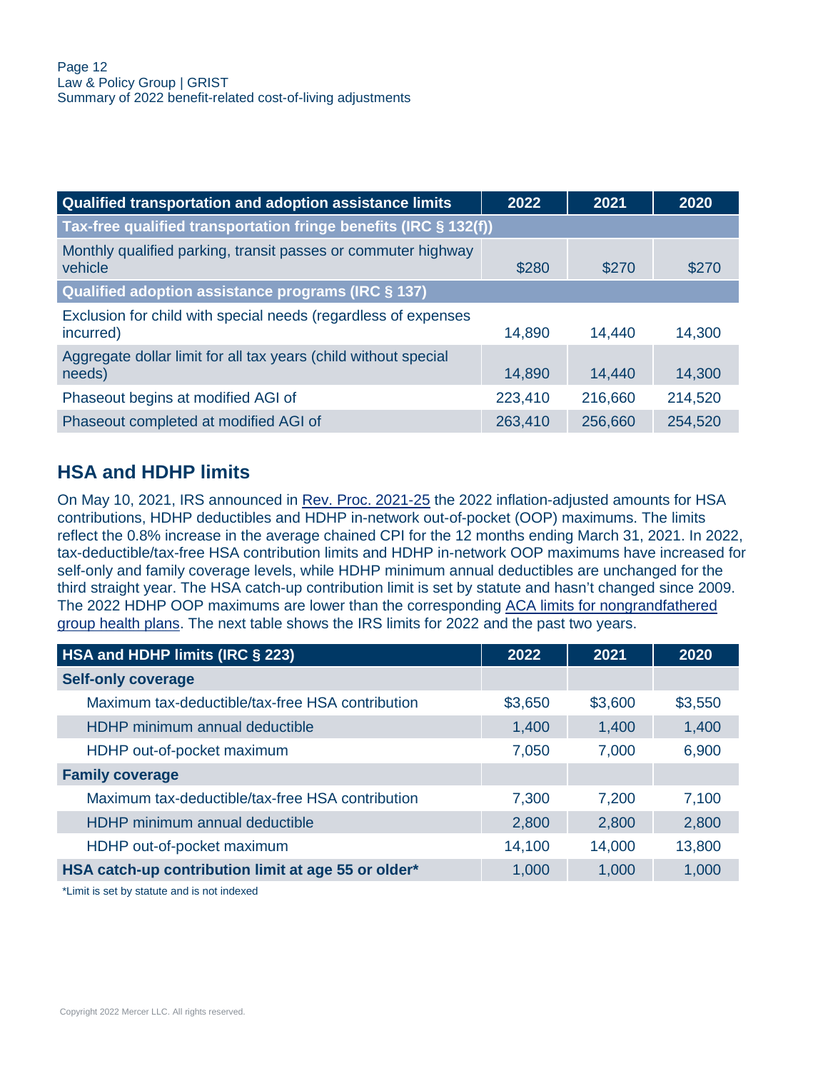| Qualified transportation and adoption assistance limits | 2022 | 2021 | 2020 |
|---|---|---|---|
| **Tax-free qualified transportation fringe benefits (IRC § 132(f))** | | | |
| Monthly qualified parking, transit passes or commuter highway vehicle | $280 | $270 | $270 |
| **Qualified adoption assistance programs (IRC § 137)** | | | |
| Exclusion for child with special needs (regardless of expenses incurred) | 14,890 | 14,440 | 14,300 |
| Aggregate dollar limit for all tax years (child without special needs) | 14,890 | 14,440 | 14,300 |
| Phaseout begins at modified AGI of | 223,410 | 216,660 | 214,520 |
| Phaseout completed at modified AGI of | 263,410 | 256,660 | 254,520 |

## HSA and HDHP limits

On May 10, 2021, IRS announced in Rev. Proc. 2021-25 the 2022 inflation-adjusted amounts for HSA contributions, HDHP deductibles and HDHP in-network out-of-pocket (OOP) maximums. The limits reflect the 0.8% increase in the average chained CPI for the 12 months ending March 31, 2021. In 2022, tax-deductible/tax-free HSA contribution limits and HDHP in-network OOP maximums have increased for self-only and family coverage levels, while HDHP minimum annual deductibles are unchanged for the third straight year. The HSA catch-up contribution limit is set by statute and hasn't changed since 2009. The 2022 HDHP OOP maximums are lower than the corresponding ACA limits for nongrandfathered group health plans. The next table shows the IRS limits for 2022 and the past two years.

| HSA and HDHP limits (IRC § 223) | 2022 | 2021 | 2020 |
|---|---|---|---|
| **Self-only coverage** | | | |
| Maximum tax-deductible/tax-free HSA contribution | $3,650 | $3,600 | $3,550 |
| HDHP minimum annual deductible | 1,400 | 1,400 | 1,400 |
| HDHP out-of-pocket maximum | 7,050 | 7,000 | 6,900 |
| **Family coverage** | | | |
| Maximum tax-deductible/tax-free HSA contribution | 7,300 | 7,200 | 7,100 |
| HDHP minimum annual deductible | 2,800 | 2,800 | 2,800 |
| HDHP out-of-pocket maximum | 14,100 | 14,000 | 13,800 |
| **HSA catch-up contribution limit at age 55 or older*** | 1,000 | 1,000 | 1,000 |

*Limit is set by statute and is not indexed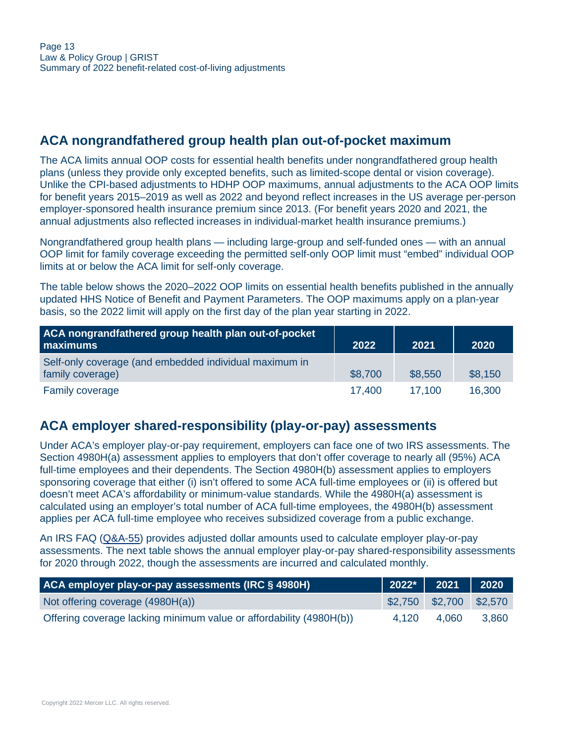## ACA nongrandfathered group health plan out-of-pocket maximum

The ACA limits annual OOP costs for essential health benefits under nongrandfathered group health plans (unless they provide only excepted benefits, such as limited-scope dental or vision coverage). Unlike the CPI-based adjustments to HDHP OOP maximums, annual adjustments to the ACA OOP limits for benefit years 2015–2019 as well as 2022 and beyond reflect increases in the US average per-person employer-sponsored health insurance premium since 2013. (For benefit years 2020 and 2021, the annual adjustments also reflected increases in individual-market health insurance premiums.)

Nongrandfathered group health plans — including large-group and self-funded ones — with an annual OOP limit for family coverage exceeding the permitted self-only OOP limit must "embed" individual OOP limits at or below the ACA limit for self-only coverage.

The table below shows the 2020–2022 OOP limits on essential health benefits published in the annually updated HHS Notice of Benefit and Payment Parameters. The OOP maximums apply on a plan-year basis, so the 2022 limit will apply on the first day of the plan year starting in 2022.

| ACA nongrandfathered group health plan out-of-pocket maximums | 2022 | 2021 | 2020 |
|---|---|---|---|
| Self-only coverage (and embedded individual maximum in family coverage) | $8,700 | $8,550 | $8,150 |
| Family coverage | 17,400 | 17,100 | 16,300 |

## ACA employer shared-responsibility (play-or-pay) assessments

Under ACA's employer play-or-pay requirement, employers can face one of two IRS assessments. The Section 4980H(a) assessment applies to employers that don't offer coverage to nearly all (95%) ACA full-time employees and their dependents. The Section 4980H(b) assessment applies to employers sponsoring coverage that either (i) isn't offered to some ACA full-time employees or (ii) is offered but doesn't meet ACA's affordability or minimum-value standards. While the 4980H(a) assessment is calculated using an employer's total number of ACA full-time employees, the 4980H(b) assessment applies per ACA full-time employee who receives subsidized coverage from a public exchange.

An IRS FAQ (Q&A-55) provides adjusted dollar amounts used to calculate employer play-or-pay assessments. The next table shows the annual employer play-or-pay shared-responsibility assessments for 2020 through 2022, though the assessments are incurred and calculated monthly.

| ACA employer play-or-pay assessments (IRC § 4980H) | 2022* | 2021 | 2020 |
|---|---|---|---|
| Not offering coverage (4980H(a)) | $2,750 | $2,700 | $2,570 |
| Offering coverage lacking minimum value or affordability (4980H(b)) | 4,120 | 4,060 | 3,860 |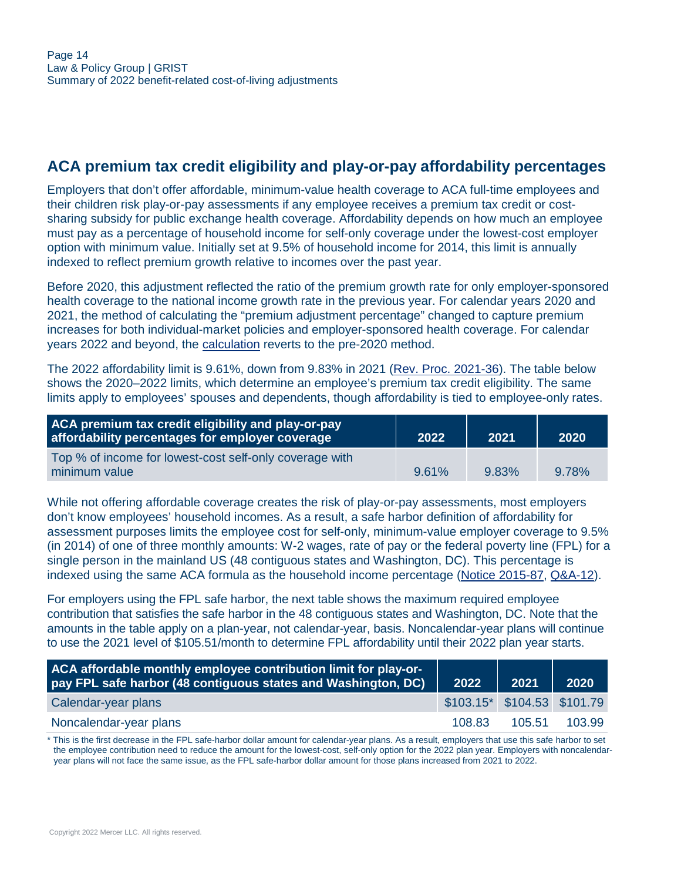## ACA premium tax credit eligibility and play-or-pay affordability percentages

Employers that don't offer affordable, minimum-value health coverage to ACA full-time employees and their children risk play-or-pay assessments if any employee receives a premium tax credit or cost-sharing subsidy for public exchange health coverage. Affordability depends on how much an employee must pay as a percentage of household income for self-only coverage under the lowest-cost employer option with minimum value. Initially set at 9.5% of household income for 2014, this limit is annually indexed to reflect premium growth relative to incomes over the past year.

Before 2020, this adjustment reflected the ratio of the premium growth rate for only employer-sponsored health coverage to the national income growth rate in the previous year. For calendar years 2020 and 2021, the method of calculating the "premium adjustment percentage" changed to capture premium increases for both individual-market policies and employer-sponsored health coverage. For calendar years 2022 and beyond, the calculation reverts to the pre-2020 method.

The 2022 affordability limit is 9.61%, down from 9.83% in 2021 (Rev. Proc. 2021-36). The table below shows the 2020–2022 limits, which determine an employee's premium tax credit eligibility. The same limits apply to employees' spouses and dependents, though affordability is tied to employee-only rates.

| ACA premium tax credit eligibility and play-or-pay affordability percentages for employer coverage | 2022 | 2021 | 2020 |
|---|---|---|---|
| Top % of income for lowest-cost self-only coverage with minimum value | 9.61% | 9.83% | 9.78% |

While not offering affordable coverage creates the risk of play-or-pay assessments, most employers don't know employees' household incomes. As a result, a safe harbor definition of affordability for assessment purposes limits the employee cost for self-only, minimum-value employer coverage to 9.5% (in 2014) of one of three monthly amounts: W-2 wages, rate of pay or the federal poverty line (FPL) for a single person in the mainland US (48 contiguous states and Washington, DC). This percentage is indexed using the same ACA formula as the household income percentage (Notice 2015-87, Q&A-12).

For employers using the FPL safe harbor, the next table shows the maximum required employee contribution that satisfies the safe harbor in the 48 contiguous states and Washington, DC. Note that the amounts in the table apply on a plan-year, not calendar-year, basis. Noncalendar-year plans will continue to use the 2021 level of $105.51/month to determine FPL affordability until their 2022 plan year starts.

| ACA affordable monthly employee contribution limit for play-or-pay FPL safe harbor (48 contiguous states and Washington, DC) | 2022 | 2021 | 2020 |
|---|---|---|---|
| Calendar-year plans | $103.15* | $104.53 | $101.79 |
| Noncalendar-year plans | 108.83 | 105.51 | 103.99 |

\* This is the first decrease in the FPL safe-harbor dollar amount for calendar-year plans. As a result, employers that use this safe harbor to set the employee contribution need to reduce the amount for the lowest-cost, self-only option for the 2022 plan year. Employers with noncalendar-year plans will not face the same issue, as the FPL safe-harbor dollar amount for those plans increased from 2021 to 2022.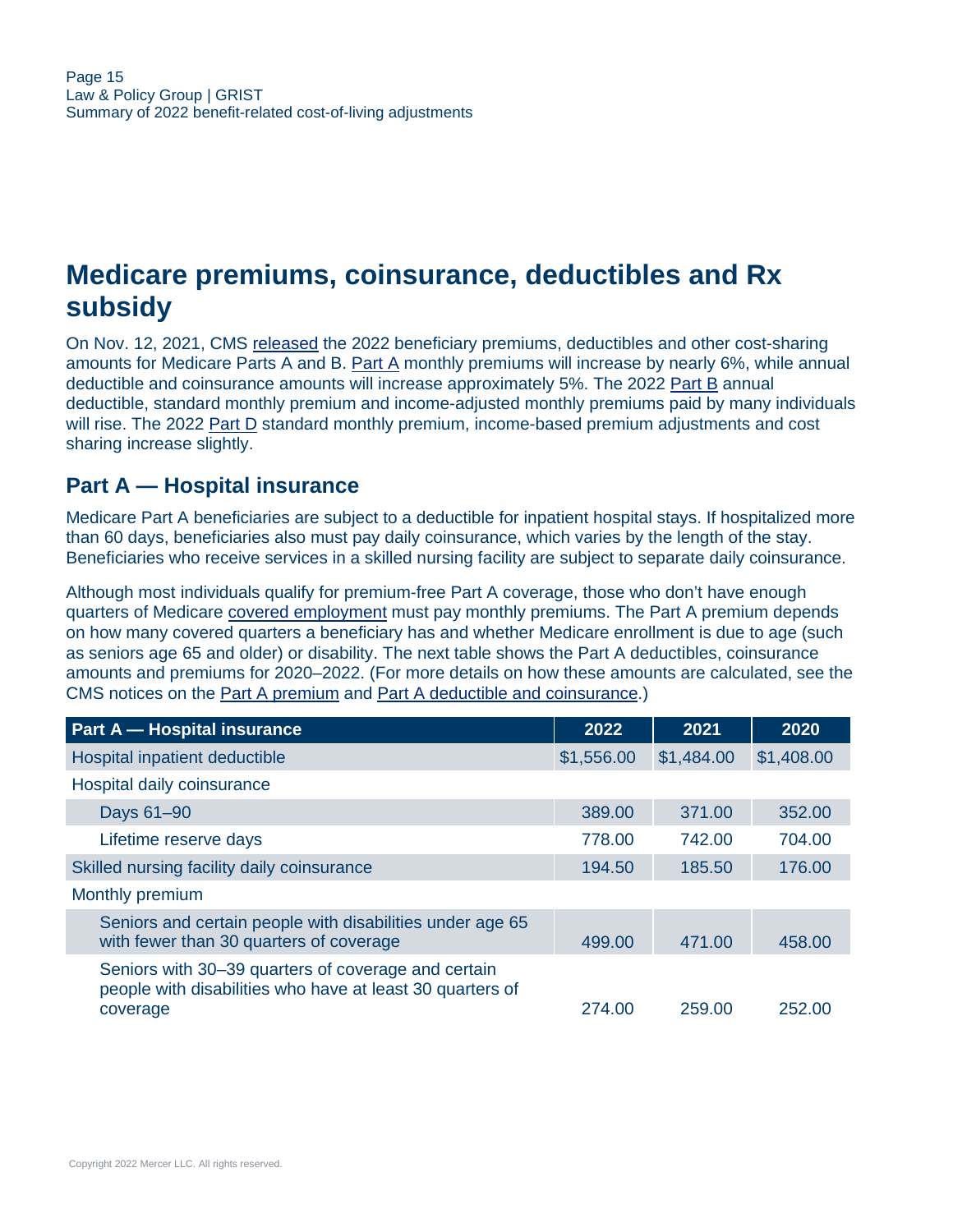# Medicare premiums, coinsurance, deductibles and Rx subsidy

On Nov. 12, 2021, CMS released the 2022 beneficiary premiums, deductibles and other cost-sharing amounts for Medicare Parts A and B. Part A monthly premiums will increase by nearly 6%, while annual deductible and coinsurance amounts will increase approximately 5%. The 2022 Part B annual deductible, standard monthly premium and income-adjusted monthly premiums paid by many individuals will rise. The 2022 Part D standard monthly premium, income-based premium adjustments and cost sharing increase slightly.

## Part A — Hospital insurance

Medicare Part A beneficiaries are subject to a deductible for inpatient hospital stays. If hospitalized more than 60 days, beneficiaries also must pay daily coinsurance, which varies by the length of the stay. Beneficiaries who receive services in a skilled nursing facility are subject to separate daily coinsurance.

Although most individuals qualify for premium-free Part A coverage, those who don't have enough quarters of Medicare covered employment must pay monthly premiums. The Part A premium depends on how many covered quarters a beneficiary has and whether Medicare enrollment is due to age (such as seniors age 65 and older) or disability. The next table shows the Part A deductibles, coinsurance amounts and premiums for 2020–2022. (For more details on how these amounts are calculated, see the CMS notices on the Part A premium and Part A deductible and coinsurance.)

| Part A — Hospital insurance | 2022 | 2021 | 2020 |
|---|---|---|---|
| Hospital inpatient deductible | $1,556.00 | $1,484.00 | $1,408.00 |
| Hospital daily coinsurance | | | |
| Days 61–90 | 389.00 | 371.00 | 352.00 |
| Lifetime reserve days | 778.00 | 742.00 | 704.00 |
| Skilled nursing facility daily coinsurance | 194.50 | 185.50 | 176.00 |
| Monthly premium | | | |
| Seniors and certain people with disabilities under age 65 with fewer than 30 quarters of coverage | 499.00 | 471.00 | 458.00 |
| Seniors with 30–39 quarters of coverage and certain people with disabilities who have at least 30 quarters of coverage | 274.00 | 259.00 | 252.00 |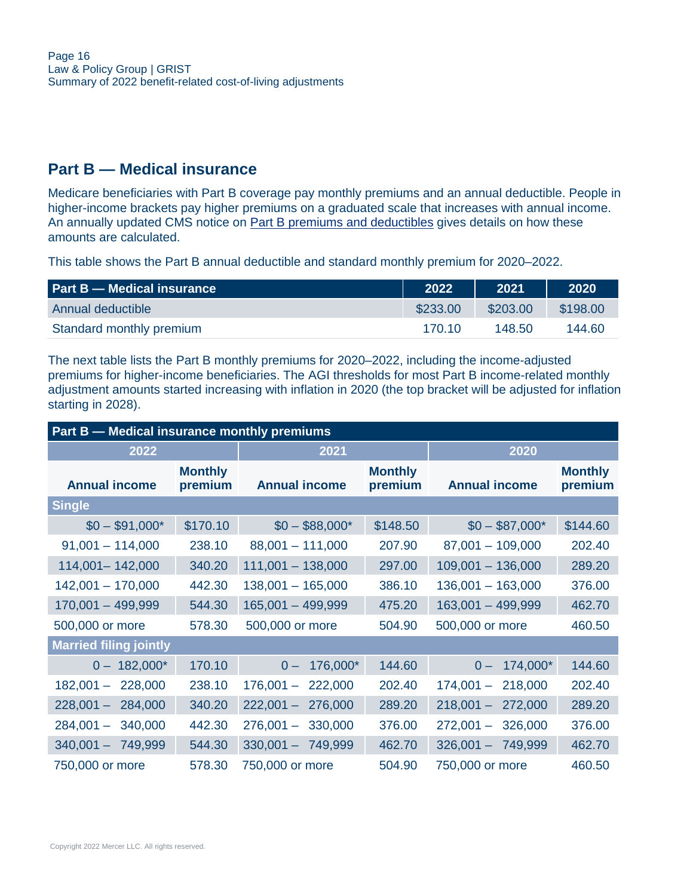## Part B — Medical insurance

Medicare beneficiaries with Part B coverage pay monthly premiums and an annual deductible. People in higher-income brackets pay higher premiums on a graduated scale that increases with annual income. An annually updated CMS notice on Part B premiums and deductibles gives details on how these amounts are calculated.

This table shows the Part B annual deductible and standard monthly premium for 2020–2022.

| Part B — Medical insurance | 2022 | 2021 | 2020 |
|---|---|---|---|
| Annual deductible | $233.00 | $203.00 | $198.00 |
| Standard monthly premium | 170.10 | 148.50 | 144.60 |

The next table lists the Part B monthly premiums for 2020–2022, including the income-adjusted premiums for higher-income beneficiaries. The AGI thresholds for most Part B income-related monthly adjustment amounts started increasing with inflation in 2020 (the top bracket will be adjusted for inflation starting in 2028).

| Part B — Medical insurance monthly premiums | | | | | |
|---|---|---|---|---|---|
| 2022 | | 2021 | | 2020 | |
| Annual income | Monthly premium | Annual income | Monthly premium | Annual income | Monthly premium |
| **Single** | | | | | |
| $0 – $91,000* | $170.10 | $0 – $88,000* | $148.50 | $0 – $87,000* | $144.60 |
| 91,001 – 114,000 | 238.10 | 88,001 – 111,000 | 207.90 | 87,001 – 109,000 | 202.40 |
| 114,001– 142,000 | 340.20 | 111,001 – 138,000 | 297.00 | 109,001 – 136,000 | 289.20 |
| 142,001 – 170,000 | 442.30 | 138,001 – 165,000 | 386.10 | 136,001 – 163,000 | 376.00 |
| 170,001 – 499,999 | 544.30 | 165,001 – 499,999 | 475.20 | 163,001 – 499,999 | 462.70 |
| 500,000 or more | 578.30 | 500,000 or more | 504.90 | 500,000 or more | 460.50 |
| **Married filing jointly** | | | | | |
| 0 – 182,000* | 170.10 | 0 – 176,000* | 144.60 | 0 – 174,000* | 144.60 |
| 182,001 – 228,000 | 238.10 | 176,001 – 222,000 | 202.40 | 174,001 – 218,000 | 202.40 |
| 228,001 – 284,000 | 340.20 | 222,001 – 276,000 | 289.20 | 218,001 – 272,000 | 289.20 |
| 284,001 – 340,000 | 442.30 | 276,001 – 330,000 | 376.00 | 272,001 – 326,000 | 376.00 |
| 340,001 – 749,999 | 544.30 | 330,001 – 749,999 | 462.70 | 326,001 – 749,999 | 462.70 |
| 750,000 or more | 578.30 | 750,000 or more | 504.90 | 750,000 or more | 460.50 |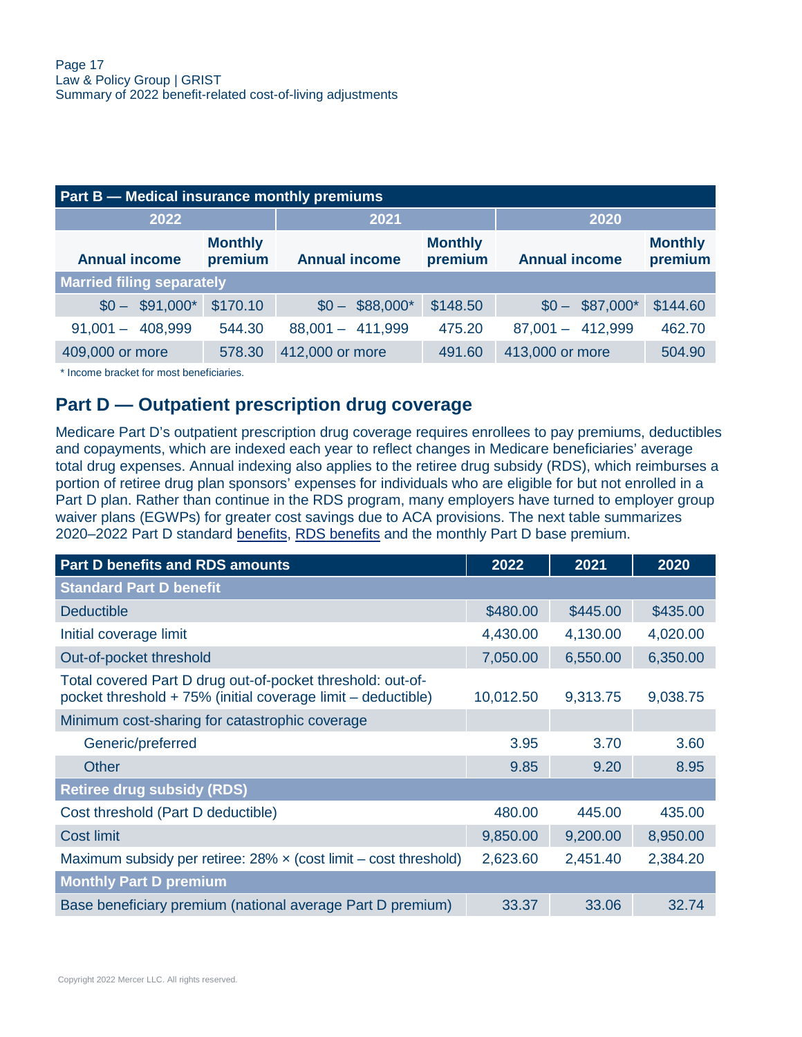| Part B — Medical insurance monthly premiums | | | | | |
|---|---|---|---|---|---|
| 2022 | | 2021 | | 2020 | |
| Annual income | Monthly premium | Annual income | Monthly premium | Annual income | Monthly premium |
| **Married filing separately** | | | | | |
| $0 – $91,000* | $170.10 | $0 – $88,000* | $148.50 | $0 – $87,000* | $144.60 |
| 91,001 – 408,999 | 544.30 | 88,001 – 411,999 | 475.20 | 87,001 – 412,999 | 462.70 |
| 409,000 or more | 578.30 | 412,000 or more | 491.60 | 413,000 or more | 504.90 |

\* Income bracket for most beneficiaries.

## Part D — Outpatient prescription drug coverage

Medicare Part D's outpatient prescription drug coverage requires enrollees to pay premiums, deductibles and copayments, which are indexed each year to reflect changes in Medicare beneficiaries' average total drug expenses. Annual indexing also applies to the retiree drug subsidy (RDS), which reimburses a portion of retiree drug plan sponsors' expenses for individuals who are eligible for but not enrolled in a Part D plan. Rather than continue in the RDS program, many employers have turned to employer group waiver plans (EGWPs) for greater cost savings due to ACA provisions. The next table summarizes 2020–2022 Part D standard benefits, RDS benefits and the monthly Part D base premium.

| Part D benefits and RDS amounts | 2022 | 2021 | 2020 |
|---|---|---|---|
| **Standard Part D benefit** | | | |
| Deductible | $480.00 | $445.00 | $435.00 |
| Initial coverage limit | 4,430.00 | 4,130.00 | 4,020.00 |
| Out-of-pocket threshold | 7,050.00 | 6,550.00 | 6,350.00 |
| Total covered Part D drug out-of-pocket threshold: out-of-pocket threshold + 75% (initial coverage limit – deductible) | 10,012.50 | 9,313.75 | 9,038.75 |
| Minimum cost-sharing for catastrophic coverage | | | |
| Generic/preferred | 3.95 | 3.70 | 3.60 |
| Other | 9.85 | 9.20 | 8.95 |
| **Retiree drug subsidy (RDS)** | | | |
| Cost threshold (Part D deductible) | 480.00 | 445.00 | 435.00 |
| Cost limit | 9,850.00 | 9,200.00 | 8,950.00 |
| Maximum subsidy per retiree: 28% × (cost limit – cost threshold) | 2,623.60 | 2,451.40 | 2,384.20 |
| **Monthly Part D premium** | | | |
| Base beneficiary premium (national average Part D premium) | 33.37 | 33.06 | 32.74 |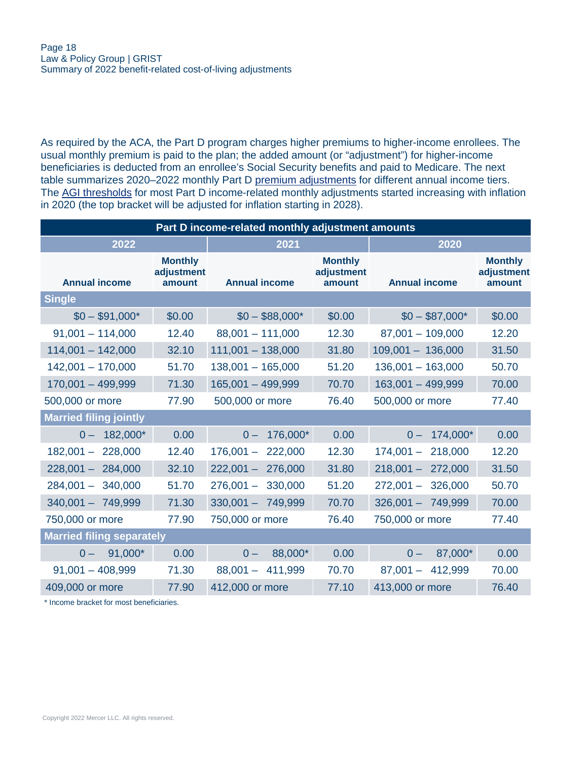As required by the ACA, the Part D program charges higher premiums to higher-income enrollees. The usual monthly premium is paid to the plan; the added amount (or "adjustment") for higher-income beneficiaries is deducted from an enrollee's Social Security benefits and paid to Medicare. The next table summarizes 2020–2022 monthly Part D premium adjustments for different annual income tiers. The AGI thresholds for most Part D income-related monthly adjustments started increasing with inflation in 2020 (the top bracket will be adjusted for inflation starting in 2028).

| Part D income-related monthly adjustment amounts | | | | | |
|---|---|---|---|---|---|
| 2022 | | 2021 | | 2020 | |
| Annual income | Monthly adjustment amount | Annual income | Monthly adjustment amount | Annual income | Monthly adjustment amount |
| **Single** | | | | | |
| $0 – $91,000* | $0.00 | $0 – $88,000* | $0.00 | $0 – $87,000* | $0.00 |
| 91,001 – 114,000 | 12.40 | 88,001 – 111,000 | 12.30 | 87,001 – 109,000 | 12.20 |
| 114,001 – 142,000 | 32.10 | 111,001 – 138,000 | 31.80 | 109,001 – 136,000 | 31.50 |
| 142,001 – 170,000 | 51.70 | 138,001 – 165,000 | 51.20 | 136,001 – 163,000 | 50.70 |
| 170,001 – 499,999 | 71.30 | 165,001 – 499,999 | 70.70 | 163,001 – 499,999 | 70.00 |
| 500,000 or more | 77.90 | 500,000 or more | 76.40 | 500,000 or more | 77.40 |
| **Married filing jointly** | | | | | |
| 0 – 182,000* | 0.00 | 0 – 176,000* | 0.00 | 0 – 174,000* | 0.00 |
| 182,001 – 228,000 | 12.40 | 176,001 – 222,000 | 12.30 | 174,001 – 218,000 | 12.20 |
| 228,001 – 284,000 | 32.10 | 222,001 – 276,000 | 31.80 | 218,001 – 272,000 | 31.50 |
| 284,001 – 340,000 | 51.70 | 276,001 – 330,000 | 51.20 | 272,001 – 326,000 | 50.70 |
| 340,001 – 749,999 | 71.30 | 330,001 – 749,999 | 70.70 | 326,001 – 749,999 | 70.00 |
| 750,000 or more | 77.90 | 750,000 or more | 76.40 | 750,000 or more | 77.40 |
| **Married filing separately** | | | | | |
| 0 – 91,000* | 0.00 | 0 – 88,000* | 0.00 | 0 – 87,000* | 0.00 |
| 91,001 – 408,999 | 71.30 | 88,001 – 411,999 | 70.70 | 87,001 – 412,999 | 70.00 |
| 409,000 or more | 77.90 | 412,000 or more | 77.10 | 413,000 or more | 76.40 |

\* Income bracket for most beneficiaries.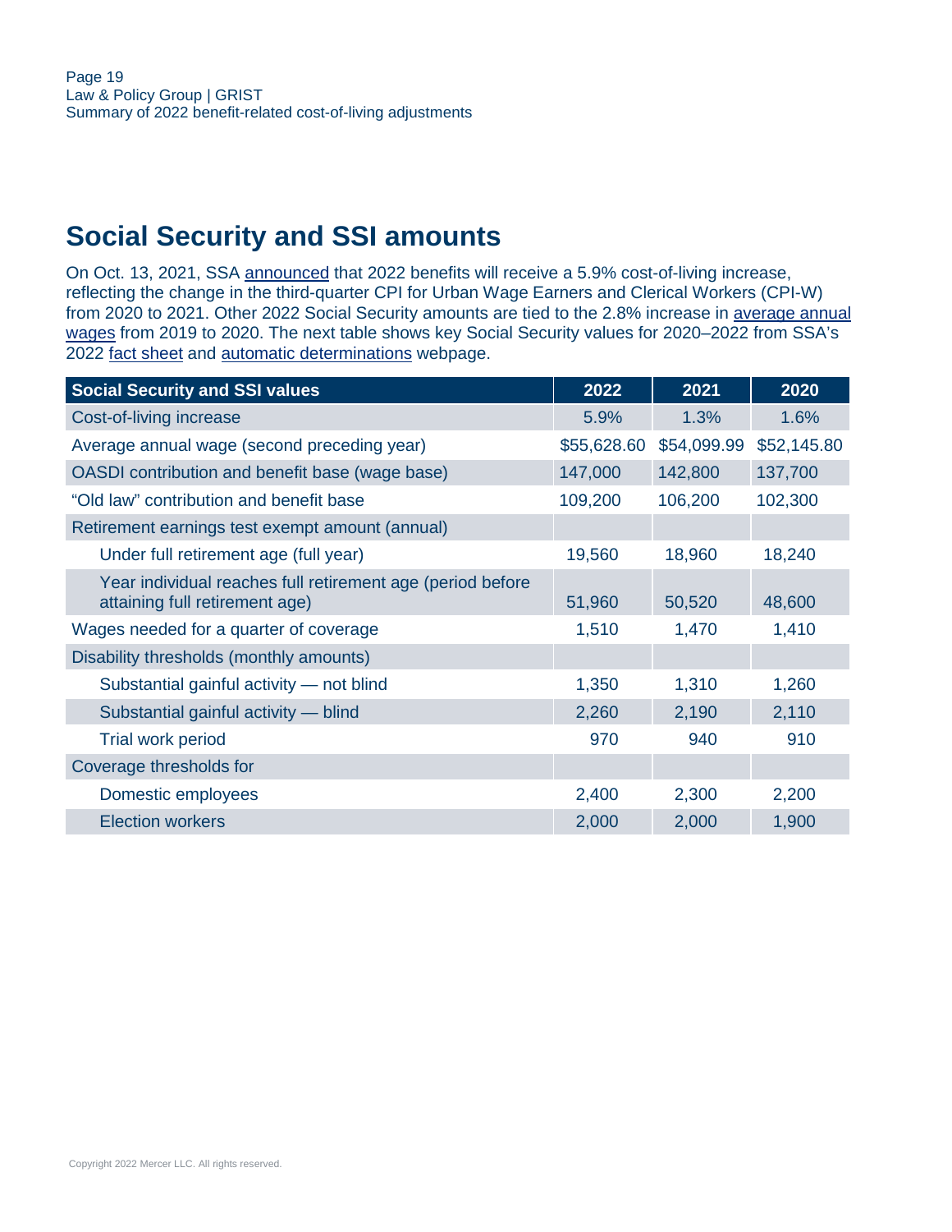## Social Security and SSI amounts

On Oct. 13, 2021, SSA announced that 2022 benefits will receive a 5.9% cost-of-living increase, reflecting the change in the third-quarter CPI for Urban Wage Earners and Clerical Workers (CPI-W) from 2020 to 2021. Other 2022 Social Security amounts are tied to the 2.8% increase in average annual wages from 2019 to 2020. The next table shows key Social Security values for 2020–2022 from SSA's 2022 fact sheet and automatic determinations webpage.

| Social Security and SSI values | 2022 | 2021 | 2020 |
|---|---|---|---|
| Cost-of-living increase | 5.9% | 1.3% | 1.6% |
| Average annual wage (second preceding year) | $55,628.60 | $54,099.99 | $52,145.80 |
| OASDI contribution and benefit base (wage base) | 147,000 | 142,800 | 137,700 |
| "Old law" contribution and benefit base | 109,200 | 106,200 | 102,300 |
| Retirement earnings test exempt amount (annual) | | | |
| Under full retirement age (full year) | 19,560 | 18,960 | 18,240 |
| Year individual reaches full retirement age (period before attaining full retirement age) | 51,960 | 50,520 | 48,600 |
| Wages needed for a quarter of coverage | 1,510 | 1,470 | 1,410 |
| Disability thresholds (monthly amounts) | | | |
| Substantial gainful activity — not blind | 1,350 | 1,310 | 1,260 |
| Substantial gainful activity — blind | 2,260 | 2,190 | 2,110 |
| Trial work period | 970 | 940 | 910 |
| Coverage thresholds for | | | |
| Domestic employees | 2,400 | 2,300 | 2,200 |
| Election workers | 2,000 | 2,000 | 1,900 |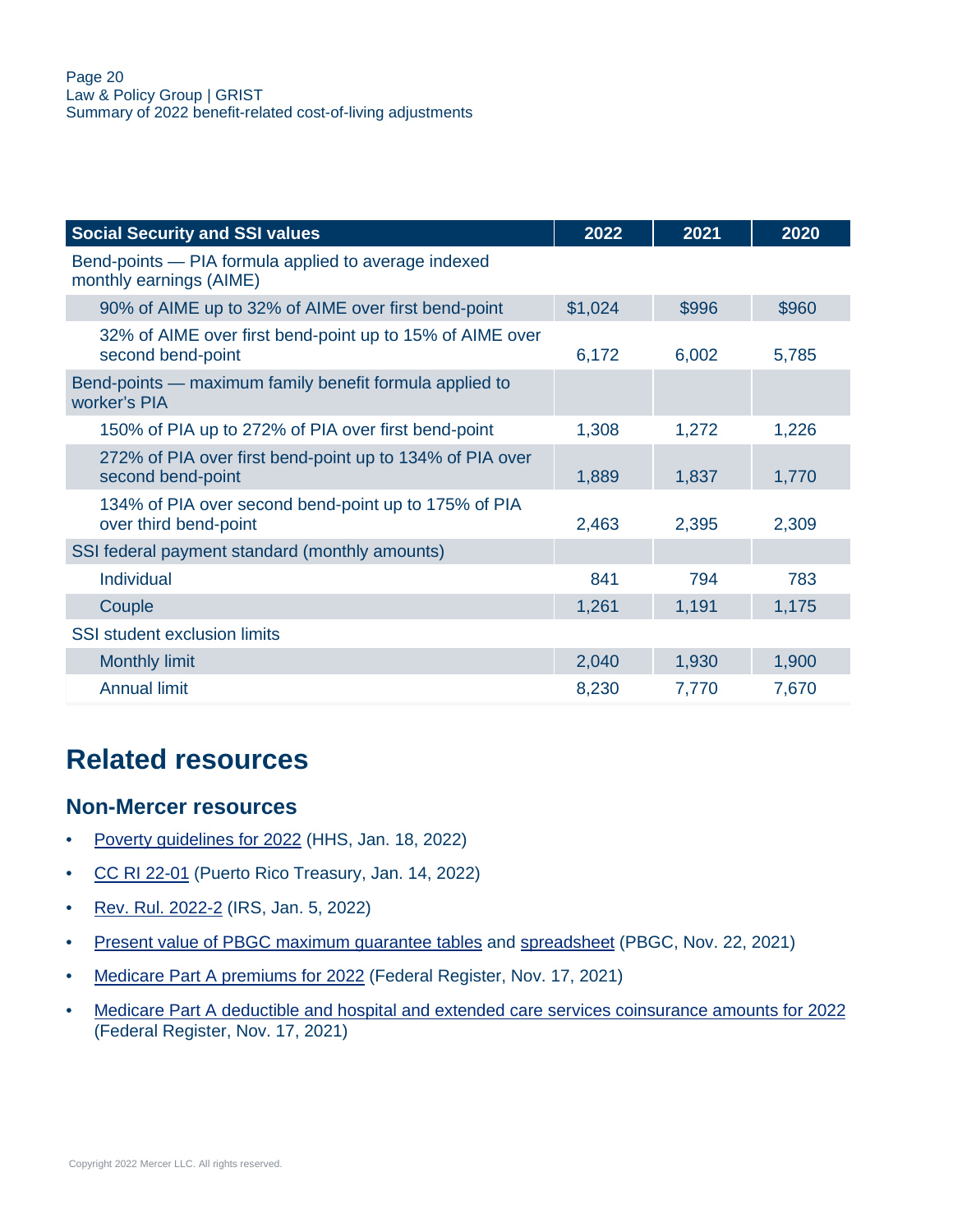| Social Security and SSI values | 2022 | 2021 | 2020 |
|---|---|---|---|
| Bend-points — PIA formula applied to average indexed monthly earnings (AIME) | | | |
| 90% of AIME up to 32% of AIME over first bend-point | $1,024 | $996 | $960 |
| 32% of AIME over first bend-point up to 15% of AIME over second bend-point | 6,172 | 6,002 | 5,785 |
| Bend-points — maximum family benefit formula applied to worker's PIA | | | |
| 150% of PIA up to 272% of PIA over first bend-point | 1,308 | 1,272 | 1,226 |
| 272% of PIA over first bend-point up to 134% of PIA over second bend-point | 1,889 | 1,837 | 1,770 |
| 134% of PIA over second bend-point up to 175% of PIA over third bend-point | 2,463 | 2,395 | 2,309 |
| SSI federal payment standard (monthly amounts) | | | |
| Individual | 841 | 794 | 783 |
| Couple | 1,261 | 1,191 | 1,175 |
| SSI student exclusion limits | | | |
| Monthly limit | 2,040 | 1,930 | 1,900 |
| Annual limit | 8,230 | 7,770 | 7,670 |

# Related resources

## Non-Mercer resources

- Poverty guidelines for 2022 (HHS, Jan. 18, 2022)
- CC RI 22-01 (Puerto Rico Treasury, Jan. 14, 2022)
- Rev. Rul. 2022-2 (IRS, Jan. 5, 2022)
- Present value of PBGC maximum guarantee tables and spreadsheet (PBGC, Nov. 22, 2021)
- Medicare Part A premiums for 2022 (Federal Register, Nov. 17, 2021)
- Medicare Part A deductible and hospital and extended care services coinsurance amounts for 2022 (Federal Register, Nov. 17, 2021)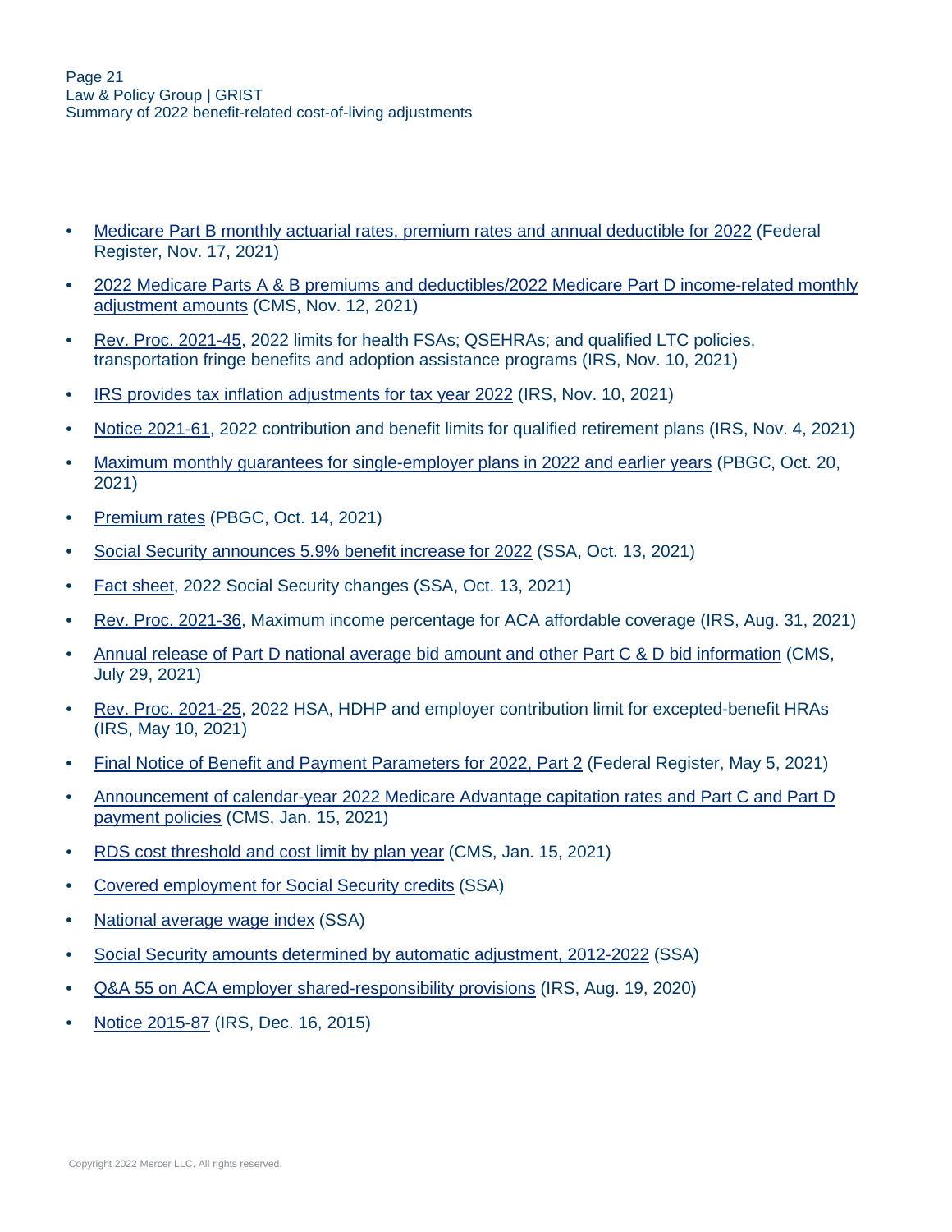- Medicare Part B monthly actuarial rates, premium rates and annual deductible for 2022 (Federal Register, Nov. 17, 2021)
- 2022 Medicare Parts A & B premiums and deductibles/2022 Medicare Part D income-related monthly adjustment amounts (CMS, Nov. 12, 2021)
- Rev. Proc. 2021-45, 2022 limits for health FSAs; QSEHRAs; and qualified LTC policies, transportation fringe benefits and adoption assistance programs (IRS, Nov. 10, 2021)
- IRS provides tax inflation adjustments for tax year 2022 (IRS, Nov. 10, 2021)
- Notice 2021-61, 2022 contribution and benefit limits for qualified retirement plans (IRS, Nov. 4, 2021)
- Maximum monthly guarantees for single-employer plans in 2022 and earlier years (PBGC, Oct. 20, 2021)
- Premium rates (PBGC, Oct. 14, 2021)
- Social Security announces 5.9% benefit increase for 2022 (SSA, Oct. 13, 2021)
- Fact sheet, 2022 Social Security changes (SSA, Oct. 13, 2021)
- Rev. Proc. 2021-36, Maximum income percentage for ACA affordable coverage (IRS, Aug. 31, 2021)
- Annual release of Part D national average bid amount and other Part C & D bid information (CMS, July 29, 2021)
- Rev. Proc. 2021-25, 2022 HSA, HDHP and employer contribution limit for excepted-benefit HRAs (IRS, May 10, 2021)
- Final Notice of Benefit and Payment Parameters for 2022, Part 2 (Federal Register, May 5, 2021)
- Announcement of calendar-year 2022 Medicare Advantage capitation rates and Part C and Part D payment policies (CMS, Jan. 15, 2021)
- RDS cost threshold and cost limit by plan year (CMS, Jan. 15, 2021)
- Covered employment for Social Security credits (SSA)
- National average wage index (SSA)
- Social Security amounts determined by automatic adjustment, 2012-2022 (SSA)
- Q&A 55 on ACA employer shared-responsibility provisions (IRS, Aug. 19, 2020)
- Notice 2015-87 (IRS, Dec. 16, 2015)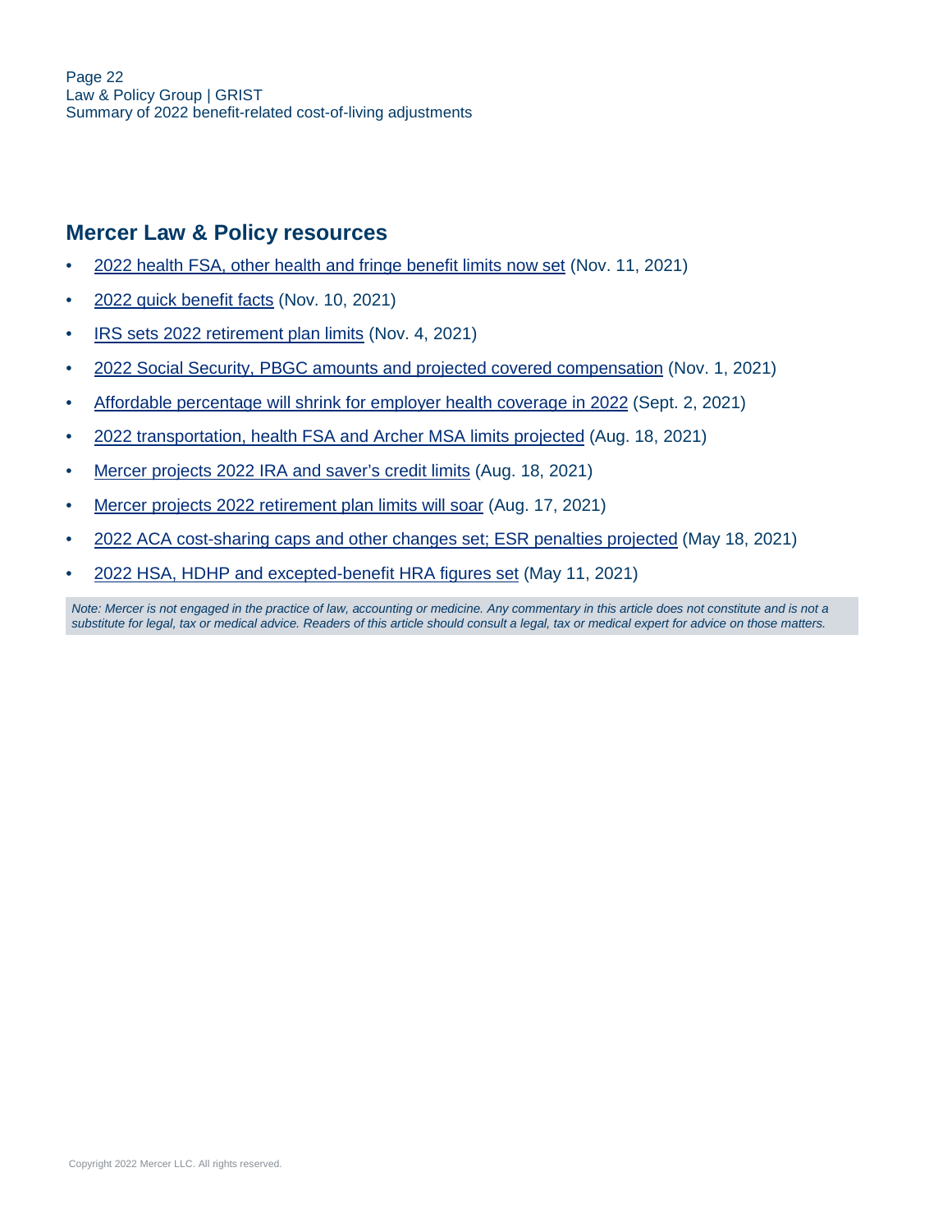## Mercer Law & Policy resources

- 2022 health FSA, other health and fringe benefit limits now set (Nov. 11, 2021)
- 2022 quick benefit facts (Nov. 10, 2021)
- IRS sets 2022 retirement plan limits (Nov. 4, 2021)
- 2022 Social Security, PBGC amounts and projected covered compensation (Nov. 1, 2021)
- Affordable percentage will shrink for employer health coverage in 2022 (Sept. 2, 2021)
- 2022 transportation, health FSA and Archer MSA limits projected (Aug. 18, 2021)
- Mercer projects 2022 IRA and saver's credit limits (Aug. 18, 2021)
- Mercer projects 2022 retirement plan limits will soar (Aug. 17, 2021)
- 2022 ACA cost-sharing caps and other changes set; ESR penalties projected (May 18, 2021)
- 2022 HSA, HDHP and excepted-benefit HRA figures set (May 11, 2021)

*Note: Mercer is not engaged in the practice of law, accounting or medicine. Any commentary in this article does not constitute and is not a substitute for legal, tax or medical advice. Readers of this article should consult a legal, tax or medical expert for advice on those matters.*

Copyright 2022 Mercer LLC. All rights reserved.